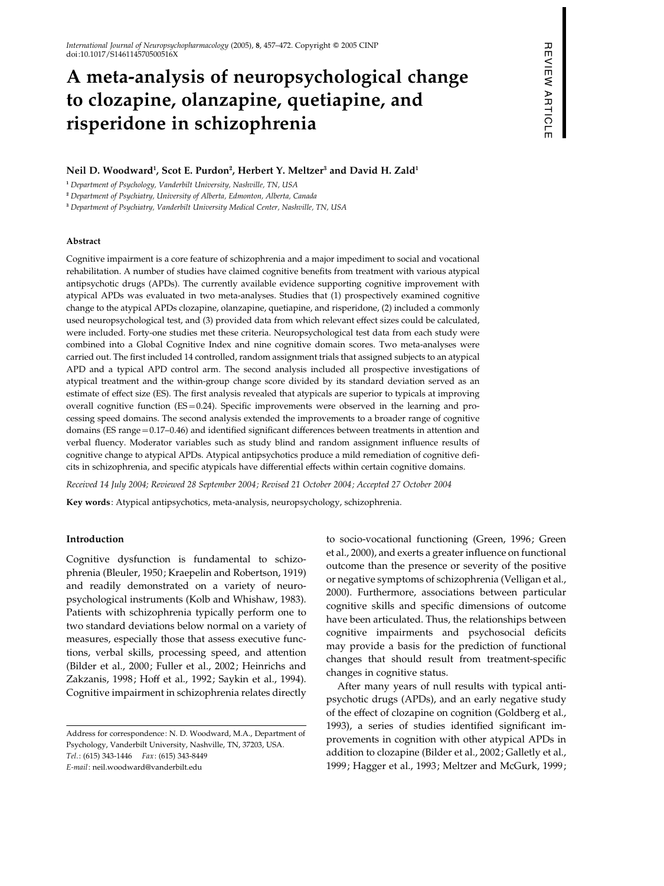# A meta-analysis of neuropsychological change to clozapine, olanzapine, quetiapine, and risperidone in schizophrenia

REVIEW ARTICLE

**Neil D. Woodward[1], Scot E. Purdon[2], Herbert Y. Meltzer[3] and David H. Zald[1]**

[1] *Department of Psychology, Vanderbilt University, Nashville, TN, USA*
[2] *Department of Psychiatry, University of Alberta, Edmonton, Alberta, Canada*
[3] *Department of Psychiatry, Vanderbilt University Medical Center, Nashville, TN, USA*

### Abstract

Cognitive impairment is a core feature of schizophrenia and a major impediment to social and vocational rehabilitation. A number of studies have claimed cognitive benefits from treatment with various atypical antipsychotic drugs (APDs). The currently available evidence supporting cognitive improvement with atypical APDs was evaluated in two meta-analyses. Studies that (1) prospectively examined cognitive change to the atypical APDs clozapine, olanzapine, quetiapine, and risperidone, (2) included a commonly used neuropsychological test, and (3) provided data from which relevant effect sizes could be calculated, were included. Forty-one studies met these criteria. Neuropsychological test data from each study were combined into a Global Cognitive Index and nine cognitive domain scores. Two meta-analyses were carried out. The first included 14 controlled, random assignment trials that assigned subjects to an atypical APD and a typical APD control arm. The second analysis included all prospective investigations of atypical treatment and the within-group change score divided by its standard deviation served as an estimate of effect size (ES). The first analysis revealed that atypicals are superior to typicals at improving overall cognitive function (ES = 0.24). Specific improvements were observed in the learning and processing speed domains. The second analysis extended the improvements to a broader range of cognitive domains (ES range = 0.17–0.46) and identified significant differences between treatments in attention and verbal fluency. Moderator variables such as study blind and random assignment influence results of cognitive change to atypical APDs. Atypical antipsychotics produce a mild remediation of cognitive deficits in schizophrenia, and specific atypicals have differential effects within certain cognitive domains.

*Received 14 July 2004; Reviewed 28 September 2004; Revised 21 October 2004; Accepted 27 October 2004*

**Key words**: Atypical antipsychotics, meta-analysis, neuropsychology, schizophrenia.

### Introduction

Cognitive dysfunction is fundamental to schizophrenia (Bleuler, 1950; Kraepelin and Robertson, 1919) and readily demonstrated on a variety of neuropsychological instruments (Kolb and Whishaw, 1983). Patients with schizophrenia typically perform one to two standard deviations below normal on a variety of measures, especially those that assess executive functions, verbal skills, processing speed, and attention (Bilder et al., 2000; Fuller et al., 2002; Heinrichs and Zakzanis, 1998; Hoff et al., 1992; Saykin et al., 1994). Cognitive impairment in schizophrenia relates directly to socio-vocational functioning (Green, 1996; Green et al., 2000), and exerts a greater influence on functional outcome than the presence or severity of the positive or negative symptoms of schizophrenia (Velligan et al., 2000). Furthermore, associations between particular cognitive skills and specific dimensions of outcome have been articulated. Thus, the relationships between cognitive impairments and psychosocial deficits may provide a basis for the prediction of functional changes that should result from treatment-specific changes in cognitive status.

After many years of null results with typical antipsychotic drugs (APDs), and an early negative study of the effect of clozapine on cognition (Goldberg et al., 1993), a series of studies identified significant improvements in cognition with other atypical APDs in addition to clozapine (Bilder et al., 2002; Galletly et al., 1999; Hagger et al., 1993; Meltzer and McGurk, 1999;

Address for correspondence: N. D. Woodward, M.A., Department of Psychology, Vanderbilt University, Nashville, TN, 37203, USA.
*Tel.*: (615) 343-1446 *Fax*: (615) 343-8449
*E-mail*: neil.woodward@vanderbilt.edu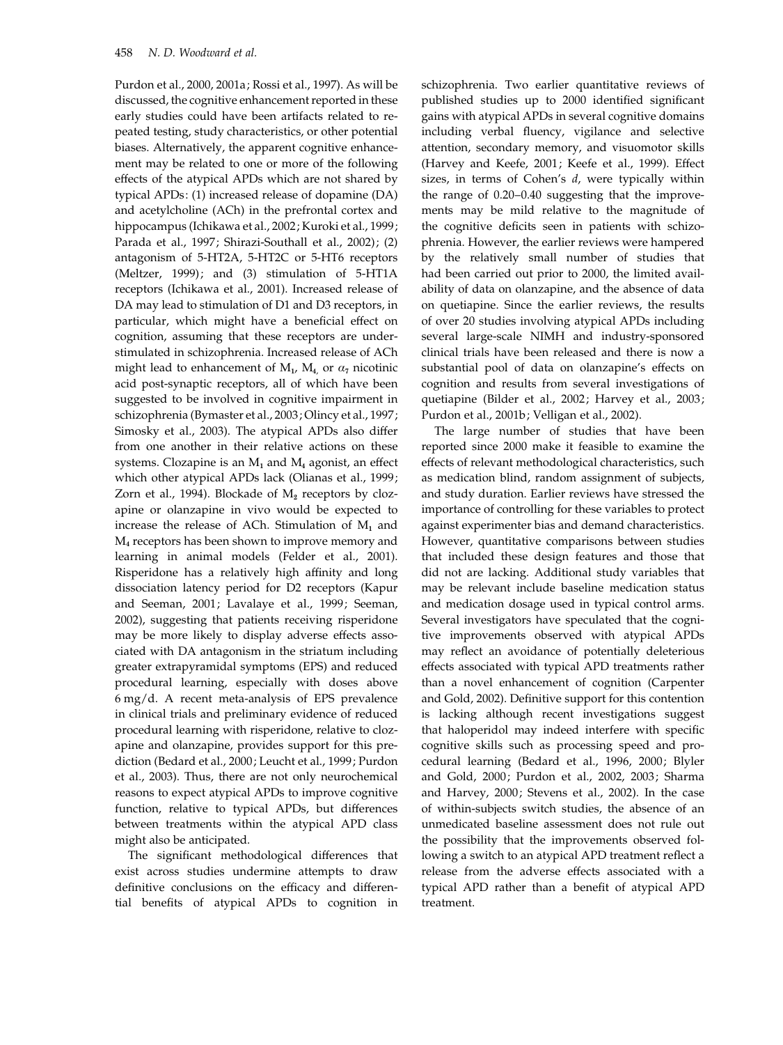Purdon et al., 2000, 2001a; Rossi et al., 1997). As will be discussed, the cognitive enhancement reported in these early studies could have been artifacts related to repeated testing, study characteristics, or other potential biases. Alternatively, the apparent cognitive enhancement may be related to one or more of the following effects of the atypical APDs which are not shared by typical APDs: (1) increased release of dopamine (DA) and acetylcholine (ACh) in the prefrontal cortex and hippocampus (Ichikawa et al., 2002; Kuroki et al., 1999; Parada et al., 1997; Shirazi-Southall et al., 2002); (2) antagonism of 5-HT2A, 5-HT2C or 5-HT6 receptors (Meltzer, 1999); and (3) stimulation of 5-HT1A receptors (Ichikawa et al., 2001). Increased release of DA may lead to stimulation of D1 and D3 receptors, in particular, which might have a beneficial effect on cognition, assuming that these receptors are understimulated in schizophrenia. Increased release of ACh might lead to enhancement of $M_1$, $M_4$, or $\alpha_7$ nicotinic acid post-synaptic receptors, all of which have been suggested to be involved in cognitive impairment in schizophrenia (Bymaster et al., 2003; Olincy et al., 1997; Simosky et al., 2003). The atypical APDs also differ from one another in their relative actions on these systems. Clozapine is an $M_1$ and $M_4$ agonist, an effect which other atypical APDs lack (Olianas et al., 1999; Zorn et al., 1994). Blockade of $M_2$ receptors by clozapine or olanzapine in vivo would be expected to increase the release of ACh. Stimulation of $M_1$ and $M_4$ receptors has been shown to improve memory and learning in animal models (Felder et al., 2001). Risperidone has a relatively high affinity and long dissociation latency period for D2 receptors (Kapur and Seeman, 2001; Lavalaye et al., 1999; Seeman, 2002), suggesting that patients receiving risperidone may be more likely to display adverse effects associated with DA antagonism in the striatum including greater extrapyramidal symptoms (EPS) and reduced procedural learning, especially with doses above 6 mg/d. A recent meta-analysis of EPS prevalence in clinical trials and preliminary evidence of reduced procedural learning with risperidone, relative to clozapine and olanzapine, provides support for this prediction (Bedard et al., 2000; Leucht et al., 1999; Purdon et al., 2003). Thus, there are not only neurochemical reasons to expect atypical APDs to improve cognitive function, relative to typical APDs, but differences between treatments within the atypical APD class might also be anticipated.

The significant methodological differences that exist across studies undermine attempts to draw definitive conclusions on the efficacy and differential benefits of atypical APDs to cognition in schizophrenia. Two earlier quantitative reviews of published studies up to 2000 identified significant gains with atypical APDs in several cognitive domains including verbal fluency, vigilance and selective attention, secondary memory, and visuomotor skills (Harvey and Keefe, 2001; Keefe et al., 1999). Effect sizes, in terms of Cohen's $d$, were typically within the range of 0.20–0.40 suggesting that the improvements may be mild relative to the magnitude of the cognitive deficits seen in patients with schizophrenia. However, the earlier reviews were hampered by the relatively small number of studies that had been carried out prior to 2000, the limited availability of data on olanzapine, and the absence of data on quetiapine. Since the earlier reviews, the results of over 20 studies involving atypical APDs including several large-scale NIMH and industry-sponsored clinical trials have been released and there is now a substantial pool of data on olanzapine's effects on cognition and results from several investigations of quetiapine (Bilder et al., 2002; Harvey et al., 2003; Purdon et al., 2001b; Velligan et al., 2002).

The large number of studies that have been reported since 2000 make it feasible to examine the effects of relevant methodological characteristics, such as medication blind, random assignment of subjects, and study duration. Earlier reviews have stressed the importance of controlling for these variables to protect against experimenter bias and demand characteristics. However, quantitative comparisons between studies that included these design features and those that did not are lacking. Additional study variables that may be relevant include baseline medication status and medication dosage used in typical control arms. Several investigators have speculated that the cognitive improvements observed with atypical APDs may reflect an avoidance of potentially deleterious effects associated with typical APD treatments rather than a novel enhancement of cognition (Carpenter and Gold, 2002). Definitive support for this contention is lacking although recent investigations suggest that haloperidol may indeed interfere with specific cognitive skills such as processing speed and procedural learning (Bedard et al., 1996, 2000; Blyler and Gold, 2000; Purdon et al., 2002, 2003; Sharma and Harvey, 2000; Stevens et al., 2002). In the case of within-subjects switch studies, the absence of an unmedicated baseline assessment does not rule out the possibility that the improvements observed following a switch to an atypical APD treatment reflect a release from the adverse effects associated with a typical APD rather than a benefit of atypical APD treatment.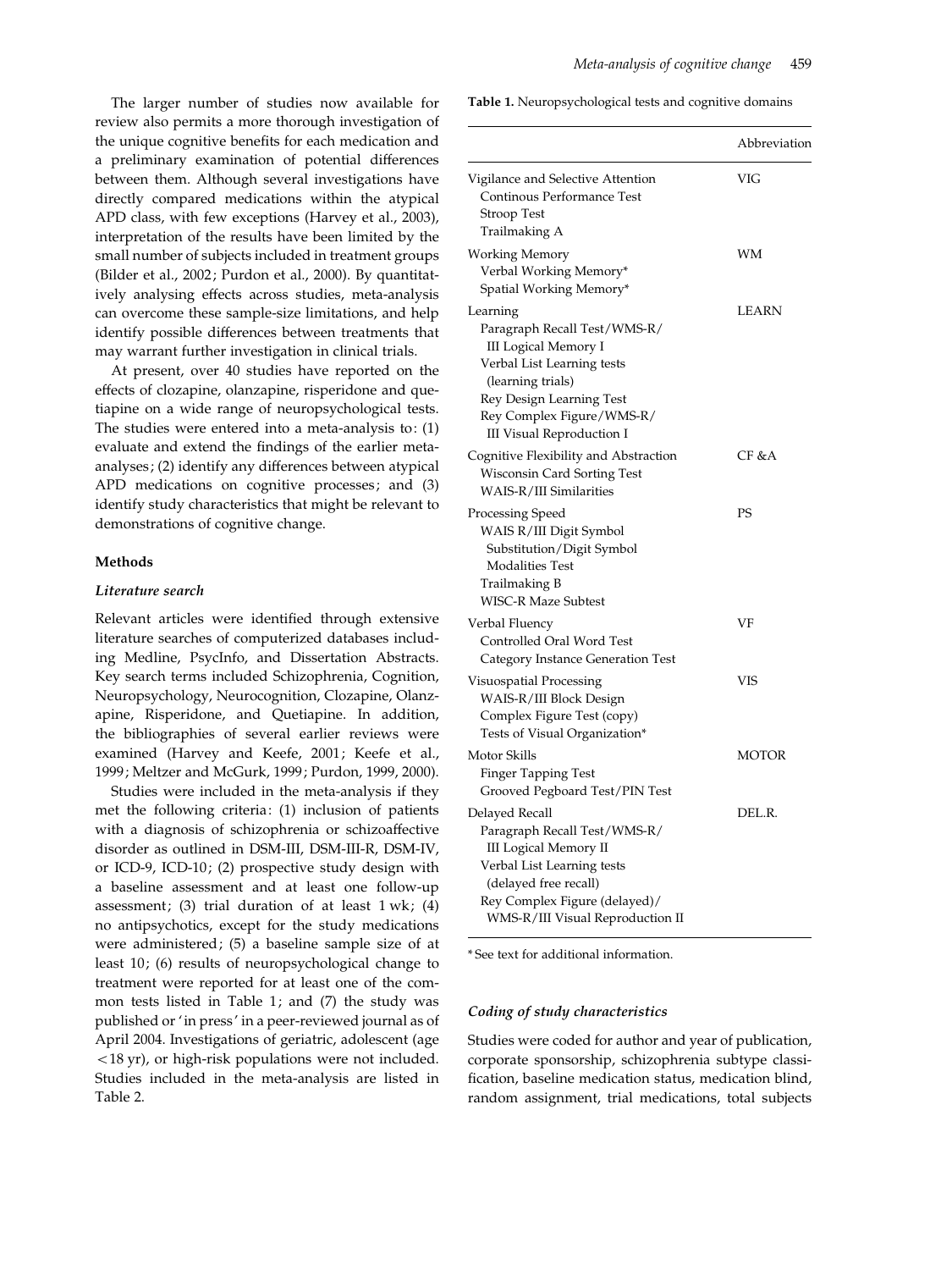The larger number of studies now available for review also permits a more thorough investigation of the unique cognitive benefits for each medication and a preliminary examination of potential differences between them. Although several investigations have directly compared medications within the atypical APD class, with few exceptions (Harvey et al., 2003), interpretation of the results have been limited by the small number of subjects included in treatment groups (Bilder et al., 2002; Purdon et al., 2000). By quantitatively analysing effects across studies, meta-analysis can overcome these sample-size limitations, and help identify possible differences between treatments that may warrant further investigation in clinical trials.

At present, over 40 studies have reported on the effects of clozapine, olanzapine, risperidone and quetiapine on a wide range of neuropsychological tests. The studies were entered into a meta-analysis to: (1) evaluate and extend the findings of the earlier meta-analyses; (2) identify any differences between atypical APD medications on cognitive processes; and (3) identify study characteristics that might be relevant to demonstrations of cognitive change.

## Methods

### *Literature search*

Relevant articles were identified through extensive literature searches of computerized databases including Medline, PsycInfo, and Dissertation Abstracts. Key search terms included Schizophrenia, Cognition, Neuropsychology, Neurocognition, Clozapine, Olanzapine, Risperidone, and Quetiapine. In addition, the bibliographies of several earlier reviews were examined (Harvey and Keefe, 2001; Keefe et al., 1999; Meltzer and McGurk, 1999; Purdon, 1999, 2000).

Studies were included in the meta-analysis if they met the following criteria: (1) inclusion of patients with a diagnosis of schizophrenia or schizoaffective disorder as outlined in DSM-III, DSM-III-R, DSM-IV, or ICD-9, ICD-10; (2) prospective study design with a baseline assessment and at least one follow-up assessment; (3) trial duration of at least 1 wk; (4) no antipsychotics, except for the study medications were administered; (5) a baseline sample size of at least 10; (6) results of neuropsychological change to treatment were reported for at least one of the common tests listed in Table 1; and (7) the study was published or 'in press' in a peer-reviewed journal as of April 2004. Investigations of geriatric, adolescent (age <18 yr), or high-risk populations were not included. Studies included in the meta-analysis are listed in Table 2.

**Table 1.** Neuropsychological tests and cognitive domains

| | Abbreviation |
|---|---|
| Vigilance and Selective Attention | VIG |
| Continous Performance Test | |
| Stroop Test | |
| Trailmaking A | |
| Working Memory | WM |
| Verbal Working Memory* | |
| Spatial Working Memory* | |
| Learning | LEARN |
| Paragraph Recall Test/WMS-R/III Logical Memory I | |
| Verbal List Learning tests (learning trials) | |
| Rey Design Learning Test | |
| Rey Complex Figure/WMS-R/III Visual Reproduction I | |
| Cognitive Flexibility and Abstraction | CF &A |
| Wisconsin Card Sorting Test | |
| WAIS-R/III Similarities | |
| Processing Speed | PS |
| WAIS R/III Digit Symbol Substitution/Digit Symbol Modalities Test | |
| Trailmaking B | |
| WISC-R Maze Subtest | |
| Verbal Fluency | VF |
| Controlled Oral Word Test | |
| Category Instance Generation Test | |
| Visuospatial Processing | VIS |
| WAIS-R/III Block Design | |
| Complex Figure Test (copy) | |
| Tests of Visual Organization* | |
| Motor Skills | MOTOR |
| Finger Tapping Test | |
| Grooved Pegboard Test/PIN Test | |
| Delayed Recall | DEL.R. |
| Paragraph Recall Test/WMS-R/III Logical Memory II | |
| Verbal List Learning tests (delayed free recall) | |
| Rey Complex Figure (delayed)/WMS-R/III Visual Reproduction II | |

*See text for additional information.

### *Coding of study characteristics*

Studies were coded for author and year of publication, corporate sponsorship, schizophrenia subtype classification, baseline medication status, medication blind, random assignment, trial medications, total subjects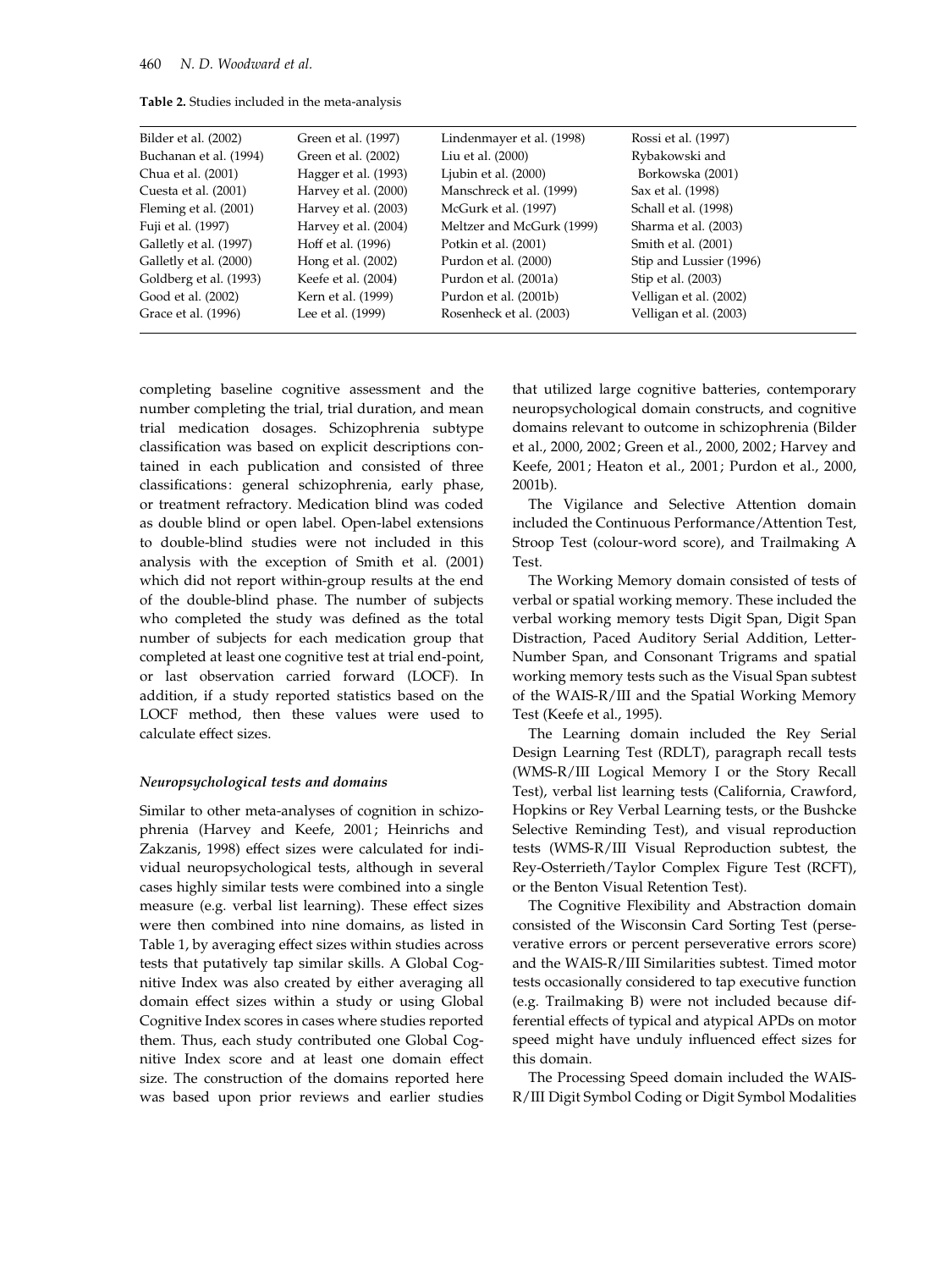**Table 2.** Studies included in the meta-analysis

| | | | |
|---|---|---|---|
| Bilder et al. (2002) | Green et al. (1997) | Lindenmayer et al. (1998) | Rossi et al. (1997) |
| Buchanan et al. (1994) | Green et al. (2002) | Liu et al. (2000) | Rybakowski and Borkowska (2001) |
| Chua et al. (2001) | Hagger et al. (1993) | Ljubin et al. (2000) | Sax et al. (1998) |
| Cuesta et al. (2001) | Harvey et al. (2000) | Manschreck et al. (1999) | Schall et al. (1998) |
| Fleming et al. (2001) | Harvey et al. (2003) | McGurk et al. (1997) | Sharma et al. (2003) |
| Fuji et al. (1997) | Harvey et al. (2004) | Meltzer and McGurk (1999) | Smith et al. (2001) |
| Galletly et al. (1997) | Hoff et al. (1996) | Potkin et al. (2001) | Stip and Lussier (1996) |
| Galletly et al. (2000) | Hong et al. (2002) | Purdon et al. (2000) | Stip et al. (2003) |
| Goldberg et al. (1993) | Keefe et al. (2004) | Purdon et al. (2001a) | Velligan et al. (2002) |
| Good et al. (2002) | Kern et al. (1999) | Purdon et al. (2001b) | Velligan et al. (2003) |
| Grace et al. (1996) | Lee et al. (1999) | Rosenheck et al. (2003) | |

completing baseline cognitive assessment and the number completing the trial, trial duration, and mean trial medication dosages. Schizophrenia subtype classification was based on explicit descriptions contained in each publication and consisted of three classifications: general schizophrenia, early phase, or treatment refractory. Medication blind was coded as double blind or open label. Open-label extensions to double-blind studies were not included in this analysis with the exception of Smith et al. (2001) which did not report within-group results at the end of the double-blind phase. The number of subjects who completed the study was defined as the total number of subjects for each medication group that completed at least one cognitive test at trial end-point, or last observation carried forward (LOCF). In addition, if a study reported statistics based on the LOCF method, then these values were used to calculate effect sizes.

### *Neuropsychological tests and domains*

Similar to other meta-analyses of cognition in schizophrenia (Harvey and Keefe, 2001; Heinrichs and Zakzanis, 1998) effect sizes were calculated for individual neuropsychological tests, although in several cases highly similar tests were combined into a single measure (e.g. verbal list learning). These effect sizes were then combined into nine domains, as listed in Table 1, by averaging effect sizes within studies across tests that putatively tap similar skills. A Global Cognitive Index was also created by either averaging all domain effect sizes within a study or using Global Cognitive Index scores in cases where studies reported them. Thus, each study contributed one Global Cognitive Index score and at least one domain effect size. The construction of the domains reported here was based upon prior reviews and earlier studies that utilized large cognitive batteries, contemporary neuropsychological domain constructs, and cognitive domains relevant to outcome in schizophrenia (Bilder et al., 2000, 2002; Green et al., 2000, 2002; Harvey and Keefe, 2001; Heaton et al., 2001; Purdon et al., 2000, 2001b).

The Vigilance and Selective Attention domain included the Continuous Performance/Attention Test, Stroop Test (colour-word score), and Trailmaking A Test.

The Working Memory domain consisted of tests of verbal or spatial working memory. These included the verbal working memory tests Digit Span, Digit Span Distraction, Paced Auditory Serial Addition, Letter-Number Span, and Consonant Trigrams and spatial working memory tests such as the Visual Span subtest of the WAIS-R/III and the Spatial Working Memory Test (Keefe et al., 1995).

The Learning domain included the Rey Serial Design Learning Test (RDLT), paragraph recall tests (WMS-R/III Logical Memory I or the Story Recall Test), verbal list learning tests (California, Crawford, Hopkins or Rey Verbal Learning tests, or the Bushcke Selective Reminding Test), and visual reproduction tests (WMS-R/III Visual Reproduction subtest, the Rey-Osterrieth/Taylor Complex Figure Test (RCFT), or the Benton Visual Retention Test).

The Cognitive Flexibility and Abstraction domain consisted of the Wisconsin Card Sorting Test (perseverative errors or percent perseverative errors score) and the WAIS-R/III Similarities subtest. Timed motor tests occasionally considered to tap executive function (e.g. Trailmaking B) were not included because differential effects of typical and atypical APDs on motor speed might have unduly influenced effect sizes for this domain.

The Processing Speed domain included the WAIS-R/III Digit Symbol Coding or Digit Symbol Modalities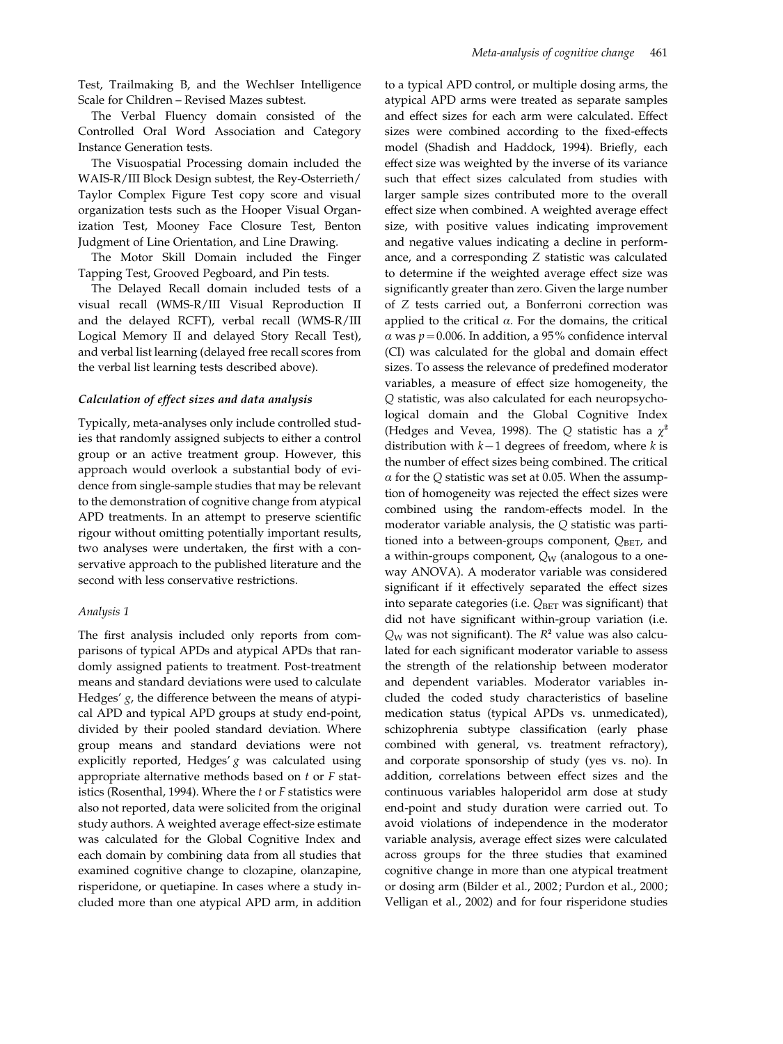Test, Trailmaking B, and the Wechlser Intelligence Scale for Children – Revised Mazes subtest.

The Verbal Fluency domain consisted of the Controlled Oral Word Association and Category Instance Generation tests.

The Visuospatial Processing domain included the WAIS-R/III Block Design subtest, the Rey-Osterrieth/Taylor Complex Figure Test copy score and visual organization tests such as the Hooper Visual Organization Test, Mooney Face Closure Test, Benton Judgment of Line Orientation, and Line Drawing.

The Motor Skill Domain included the Finger Tapping Test, Grooved Pegboard, and Pin tests.

The Delayed Recall domain included tests of a visual recall (WMS-R/III Visual Reproduction II and the delayed RCFT), verbal recall (WMS-R/III Logical Memory II and delayed Story Recall Test), and verbal list learning (delayed free recall scores from the verbal list learning tests described above).

### *Calculation of effect sizes and data analysis*

Typically, meta-analyses only include controlled studies that randomly assigned subjects to either a control group or an active treatment group. However, this approach would overlook a substantial body of evidence from single-sample studies that may be relevant to the demonstration of cognitive change from atypical APD treatments. In an attempt to preserve scientific rigour without omitting potentially important results, two analyses were undertaken, the first with a conservative approach to the published literature and the second with less conservative restrictions.

#### *Analysis 1*

The first analysis included only reports from comparisons of typical APDs and atypical APDs that randomly assigned patients to treatment. Post-treatment means and standard deviations were used to calculate Hedges' $g$, the difference between the means of atypical APD and typical APD groups at study end-point, divided by their pooled standard deviation. Where group means and standard deviations were not explicitly reported, Hedges' $g$ was calculated using appropriate alternative methods based on $t$ or $F$ statistics (Rosenthal, 1994). Where the $t$ or $F$ statistics were also not reported, data were solicited from the original study authors. A weighted average effect-size estimate was calculated for the Global Cognitive Index and each domain by combining data from all studies that examined cognitive change to clozapine, olanzapine, risperidone, or quetiapine. In cases where a study included more than one atypical APD arm, in addition to a typical APD control, or multiple dosing arms, the atypical APD arms were treated as separate samples and effect sizes for each arm were calculated. Effect sizes were combined according to the fixed-effects model (Shadish and Haddock, 1994). Briefly, each effect size was weighted by the inverse of its variance such that effect sizes calculated from studies with larger sample sizes contributed more to the overall effect size when combined. A weighted average effect size, with positive values indicating improvement and negative values indicating a decline in performance, and a corresponding $Z$ statistic was calculated to determine if the weighted average effect size was significantly greater than zero. Given the large number of $Z$ tests carried out, a Bonferroni correction was applied to the critical $\alpha$. For the domains, the critical $\alpha$ was $p = 0.006$. In addition, a 95% confidence interval (CI) was calculated for the global and domain effect sizes. To assess the relevance of predefined moderator variables, a measure of effect size homogeneity, the $Q$ statistic, was also calculated for each neuropsychological domain and the Global Cognitive Index (Hedges and Vevea, 1998). The $Q$ statistic has a $\chi^2$ distribution with $k-1$ degrees of freedom, where $k$ is the number of effect sizes being combined. The critical $\alpha$ for the $Q$ statistic was set at 0.05. When the assumption of homogeneity was rejected the effect sizes were combined using the random-effects model. In the moderator variable analysis, the $Q$ statistic was partitioned into a between-groups component, $Q_{BET}$, and a within-groups component, $Q_W$ (analogous to a one-way ANOVA). A moderator variable was considered significant if it effectively separated the effect sizes into separate categories (i.e. $Q_{BET}$ was significant) that did not have significant within-group variation (i.e. $Q_W$ was not significant). The $R^2$ value was also calculated for each significant moderator variable to assess the strength of the relationship between moderator and dependent variables. Moderator variables included the coded study characteristics of baseline medication status (typical APDs vs. unmedicated), schizophrenia subtype classification (early phase combined with general, vs. treatment refractory), and corporate sponsorship of study (yes vs. no). In addition, correlations between effect sizes and the continuous variables haloperidol arm dose at study end-point and study duration were carried out. To avoid violations of independence in the moderator variable analysis, average effect sizes were calculated across groups for the three studies that examined cognitive change in more than one atypical treatment or dosing arm (Bilder et al., 2002; Purdon et al., 2000; Velligan et al., 2002) and for four risperidone studies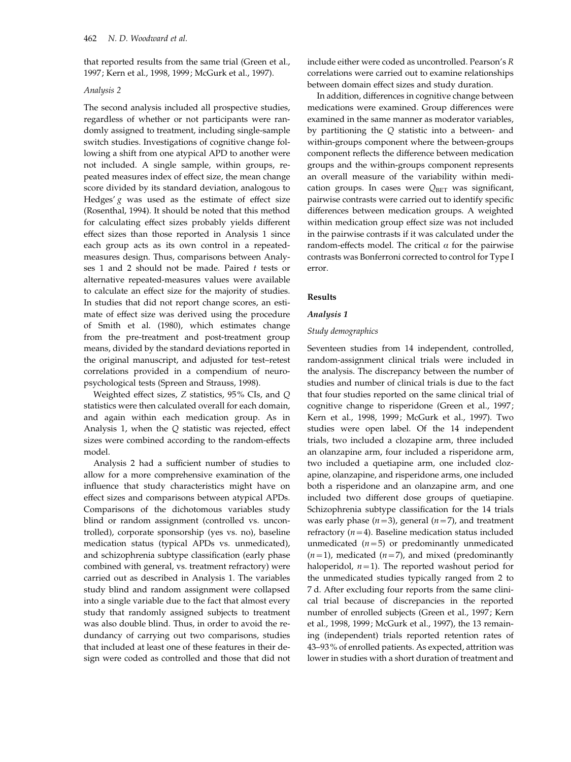that reported results from the same trial (Green et al., 1997; Kern et al., 1998, 1999; McGurk et al., 1997).

*Analysis 2*

The second analysis included all prospective studies, regardless of whether or not participants were randomly assigned to treatment, including single-sample switch studies. Investigations of cognitive change following a shift from one atypical APD to another were not included. A single sample, within groups, repeated measures index of effect size, the mean change score divided by its standard deviation, analogous to Hedges' $g$ was used as the estimate of effect size (Rosenthal, 1994). It should be noted that this method for calculating effect sizes probably yields different effect sizes than those reported in Analysis 1 since each group acts as its own control in a repeated-measures design. Thus, comparisons between Analyses 1 and 2 should not be made. Paired $t$ tests or alternative repeated-measures values were available to calculate an effect size for the majority of studies. In studies that did not report change scores, an estimate of effect size was derived using the procedure of Smith et al. (1980), which estimates change from the pre-treatment and post-treatment group means, divided by the standard deviations reported in the original manuscript, and adjusted for test–retest correlations provided in a compendium of neuropsychological tests (Spreen and Strauss, 1998).

Weighted effect sizes, $Z$ statistics, 95% CIs, and $Q$ statistics were then calculated overall for each domain, and again within each medication group. As in Analysis 1, when the $Q$ statistic was rejected, effect sizes were combined according to the random-effects model.

Analysis 2 had a sufficient number of studies to allow for a more comprehensive examination of the influence that study characteristics might have on effect sizes and comparisons between atypical APDs. Comparisons of the dichotomous variables study blind or random assignment (controlled vs. uncontrolled), corporate sponsorship (yes vs. no), baseline medication status (typical APDs vs. unmedicated), and schizophrenia subtype classification (early phase combined with general, vs. treatment refractory) were carried out as described in Analysis 1. The variables study blind and random assignment were collapsed into a single variable due to the fact that almost every study that randomly assigned subjects to treatment was also double blind. Thus, in order to avoid the redundancy of carrying out two comparisons, studies that included at least one of these features in their design were coded as controlled and those that did not include either were coded as uncontrolled. Pearson's $R$ correlations were carried out to examine relationships between domain effect sizes and study duration.

In addition, differences in cognitive change between medications were examined. Group differences were examined in the same manner as moderator variables, by partitioning the $Q$ statistic into a between- and within-groups component where the between-groups component reflects the difference between medication groups and the within-groups component represents an overall measure of the variability within medication groups. In cases were $Q_{BET}$ was significant, pairwise contrasts were carried out to identify specific differences between medication groups. A weighted within medication group effect size was not included in the pairwise contrasts if it was calculated under the random-effects model. The critical $\alpha$ for the pairwise contrasts was Bonferroni corrected to control for Type I error.

## Results

### *Analysis 1*

*Study demographics*

Seventeen studies from 14 independent, controlled, random-assignment clinical trials were included in the analysis. The discrepancy between the number of studies and number of clinical trials is due to the fact that four studies reported on the same clinical trial of cognitive change to risperidone (Green et al., 1997; Kern et al., 1998, 1999; McGurk et al., 1997). Two studies were open label. Of the 14 independent trials, two included a clozapine arm, three included an olanzapine arm, four included a risperidone arm, two included a quetiapine arm, one included clozapine, olanzapine, and risperidone arms, one included both a risperidone and an olanzapine arm, and one included two different dose groups of quetiapine. Schizophrenia subtype classification for the 14 trials was early phase ($n=3$), general ($n=7$), and treatment refractory ($n=4$). Baseline medication status included unmedicated ($n=5$) or predominantly unmedicated ($n=1$), medicated ($n=7$), and mixed (predominantly haloperidol, $n=1$). The reported washout period for the unmedicated studies typically ranged from 2 to 7 d. After excluding four reports from the same clinical trial because of discrepancies in the reported number of enrolled subjects (Green et al., 1997; Kern et al., 1998, 1999; McGurk et al., 1997), the 13 remaining (independent) trials reported retention rates of 43–93% of enrolled patients. As expected, attrition was lower in studies with a short duration of treatment and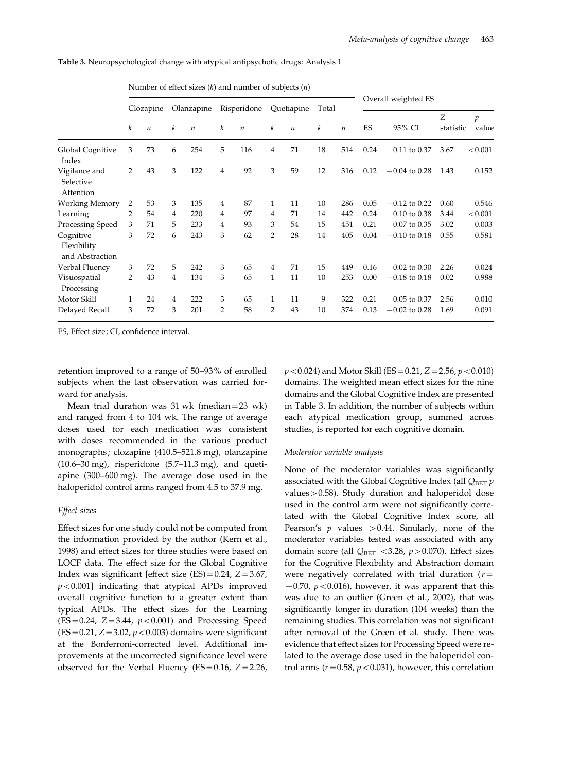**Table 3.** Neuropsychological change with atypical antipsychotic drugs: Analysis 1

| | Number of effect sizes ($k$) and number of subjects ($n$) | | | | | | | | | | Overall weighted ES | | | |
|---|---|---|---|---|---|---|---|---|---|---|---|---|---|---|
| | Clozapine | | Olanzapine | | Risperidone | | Quetiapine | | Total | | | | | |
| | $k$ | $n$ | $k$ | $n$ | $k$ | $n$ | $k$ | $n$ | $k$ | $n$ | ES | 95% CI | $Z$ statistic | $p$ value |
| Global Cognitive Index | 3 | 73 | 6 | 254 | 5 | 116 | 4 | 71 | 18 | 514 | 0.24 | 0.11 to 0.37 | 3.67 | <0.001 |
| Vigilance and Selective Attention | 2 | 43 | 3 | 122 | 4 | 92 | 3 | 59 | 12 | 316 | 0.12 | −0.04 to 0.28 | 1.43 | 0.152 |
| Working Memory | 2 | 53 | 3 | 135 | 4 | 87 | 1 | 11 | 10 | 286 | 0.05 | −0.12 to 0.22 | 0.60 | 0.546 |
| Learning | 2 | 54 | 4 | 220 | 4 | 97 | 4 | 71 | 14 | 442 | 0.24 | 0.10 to 0.38 | 3.44 | <0.001 |
| Processing Speed | 3 | 71 | 5 | 233 | 4 | 93 | 3 | 54 | 15 | 451 | 0.21 | 0.07 to 0.35 | 3.02 | 0.003 |
| Cognitive Flexibility and Abstraction | 3 | 72 | 6 | 243 | 3 | 62 | 2 | 28 | 14 | 405 | 0.04 | −0.10 to 0.18 | 0.55 | 0.581 |
| Verbal Fluency | 3 | 72 | 5 | 242 | 3 | 65 | 4 | 71 | 15 | 449 | 0.16 | 0.02 to 0.30 | 2.26 | 0.024 |
| Visuospatial Processing | 2 | 43 | 4 | 134 | 3 | 65 | 1 | 11 | 10 | 253 | 0.00 | −0.18 to 0.18 | 0.02 | 0.988 |
| Motor Skill | 1 | 24 | 4 | 222 | 3 | 65 | 1 | 11 | 9 | 322 | 0.21 | 0.05 to 0.37 | 2.56 | 0.010 |
| Delayed Recall | 3 | 72 | 3 | 201 | 2 | 58 | 2 | 43 | 10 | 374 | 0.13 | −0.02 to 0.28 | 1.69 | 0.091 |

ES, Effect size; CI, confidence interval.

retention improved to a range of 50–93% of enrolled subjects when the last observation was carried forward for analysis.

Mean trial duration was 31 wk (median = 23 wk) and ranged from 4 to 104 wk. The range of average doses used for each medication was consistent with doses recommended in the various product monographs; clozapine (410.5–521.8 mg), olanzapine (10.6–30 mg), risperidone (5.7–11.3 mg), and quetiapine (300–600 mg). The average dose used in the haloperidol control arms ranged from 4.5 to 37.9 mg.

*Effect sizes*

Effect sizes for one study could not be computed from the information provided by the author (Kern et al., 1998) and effect sizes for three studies were based on LOCF data. The effect size for the Global Cognitive Index was significant [effect size (ES) = 0.24, $Z = 3.67$, $p < 0.001$] indicating that atypical APDs improved overall cognitive function to a greater extent than typical APDs. The effect sizes for the Learning (ES = 0.24, $Z = 3.44$, $p < 0.001$) and Processing Speed (ES = 0.21, $Z = 3.02$, $p < 0.003$) domains were significant at the Bonferroni-corrected level. Additional improvements at the uncorrected significance level were observed for the Verbal Fluency (ES = 0.16, $Z = 2.26$, $p < 0.024$) and Motor Skill (ES = 0.21, $Z = 2.56$, $p < 0.010$) domains. The weighted mean effect sizes for the nine domains and the Global Cognitive Index are presented in Table 3. In addition, the number of subjects within each atypical medication group, summed across studies, is reported for each cognitive domain.

*Moderator variable analysis*

None of the moderator variables was significantly associated with the Global Cognitive Index (all $Q_{BET}$ $p$ values > 0.58). Study duration and haloperidol dose used in the control arm were not significantly correlated with the Global Cognitive Index score, all Pearson's $p$ values > 0.44. Similarly, none of the moderator variables tested was associated with any domain score (all $Q_{BET} < 3.28$, $p > 0.070$). Effect sizes for the Cognitive Flexibility and Abstraction domain were negatively correlated with trial duration ($r = -0.70$, $p < 0.016$), however, it was apparent that this was due to an outlier (Green et al., 2002), that was significantly longer in duration (104 weeks) than the remaining studies. This correlation was not significant after removal of the Green et al. study. There was evidence that effect sizes for Processing Speed were related to the average dose used in the haloperidol control arms ($r = 0.58$, $p < 0.031$), however, this correlation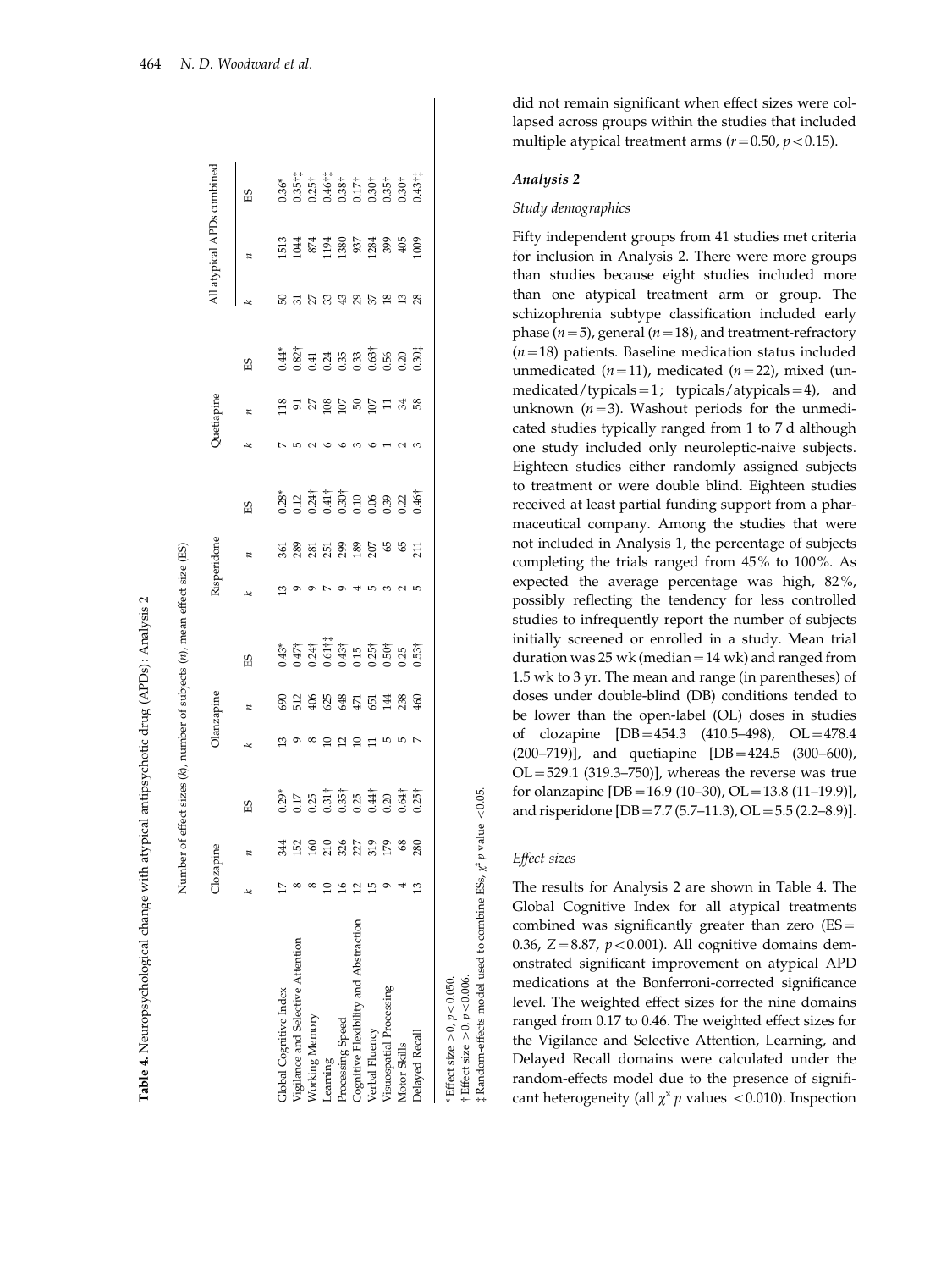did not remain significant when effect sizes were collapsed across groups within the studies that included multiple atypical treatment arms ($r = 0.50$, $p < 0.15$).

**Table 4.** Neuropsychological change with atypical antipsychotic drug (APDs): Analysis 2

| | Number of effect sizes (*k*), number of subjects (*n*), mean effect size (ES) | | | | | | | | | | | | | | |
|---|---|---|---|---|---|---|---|---|---|---|---|---|---|---|---|
| | Clozapine | | | Olanzapine | | | Risperidone | | | Quetiapine | | | All atypical APDs combined | | |
| | *k* | *n* | ES | *k* | *n* | ES | *k* | *n* | ES | *k* | *n* | ES | *k* | *n* | ES |
| Global Cognitive Index | 17 | 344 | 0.29* | 13 | 690 | 0.43* | 13 | 361 | 0.28* | 7 | 118 | 0.44* | 50 | 1513 | 0.36* |
| Vigilance and Selective Attention | 8 | 152 | 0.17 | 9 | 512 | 0.47† | 9 | 289 | 0.12 | 5 | 91 | 0.82† | 31 | 1044 | 0.35†‡ |
| Working Memory | 8 | 160 | 0.25 | 8 | 406 | 0.24† | 9 | 281 | 0.24† | 2 | 27 | 0.41 | 27 | 874 | 0.25† |
| Learning | 10 | 210 | 0.31† | 10 | 625 | 0.61†‡ | 7 | 251 | 0.41† | 6 | 108 | 0.24 | 33 | 1194 | 0.46†‡ |
| Processing Speed | 16 | 326 | 0.35† | 12 | 648 | 0.45† | 9 | 299 | 0.30† | 6 | 107 | 0.35 | 43 | 1380 | 0.38† |
| Cognitive Flexibility and Abstraction | 12 | 227 | 0.25 | 10 | 471 | 0.15 | 4 | 189 | 0.10 | 3 | 50 | 0.33 | 29 | 937 | 0.17† |
| Verbal Fluency | 15 | 319 | 0.44† | 11 | 651 | 0.25† | 5 | 207 | 0.06 | 6 | 107 | 0.63† | 37 | 1284 | 0.30† |
| Visuospatial Processing | 9 | 179 | 0.20 | 5 | 144 | 0.50† | 3 | 65 | 0.39 | 1 | 11 | 0.56 | 18 | 399 | 0.35† |
| Motor Skills | 4 | 68 | 0.64† | 5 | 238 | 0.25 | 2 | 65 | 0.22 | 2 | 34 | 0.20 | 13 | 405 | 0.30† |
| Delayed Recall | 13 | 280 | 0.25† | 7 | 460 | 0.53† | 5 | 211 | 0.46† | 3 | 58 | 0.30‡ | 28 | 1009 | 0.43†‡ |

\* Effect size $>0$, $p < 0.050$.
† Effect size $>0$, $p < 0.006$.
‡ Random-effects model used to combine ESs, $\chi^2$ $p$ value $< 0.05$.

### *Analysis 2*

#### *Study demographics*

Fifty independent groups from 41 studies met criteria for inclusion in Analysis 2. There were more groups than studies because eight studies included more than one atypical treatment arm or group. The schizophrenia subtype classification included early phase ($n = 5$), general ($n = 18$), and treatment-refractory ($n = 18$) patients. Baseline medication status included unmedicated ($n = 11$), medicated ($n = 22$), mixed (unmedicated/typicals = 1; typicals/atypicals = 4), and unknown ($n = 3$). Washout periods for the unmedicated studies typically ranged from 1 to 7 d although one study included only neuroleptic-naive subjects. Eighteen studies either randomly assigned subjects to treatment or were double blind. Eighteen studies received at least partial funding support from a pharmaceutical company. Among the studies that were not included in Analysis 1, the percentage of subjects completing the trials ranged from 45% to 100%. As expected the average percentage was high, 82%, possibly reflecting the tendency for less controlled studies to infrequently report the number of subjects initially screened or enrolled in a study. Mean trial duration was 25 wk (median = 14 wk) and ranged from 1.5 wk to 3 yr. The mean and range (in parentheses) of doses under double-blind (DB) conditions tended to be lower than the open-label (OL) doses in studies of clozapine [DB = 454.3 (410.5–498), OL = 478.4 (200–719)], and quetiapine [DB = 424.5 (300–600), OL = 529.1 (319.3–750)], whereas the reverse was true for olanzapine [DB = 16.9 (10–30), OL = 13.8 (11–19.9)], and risperidone [DB = 7.7 (5.7–11.3), OL = 5.5 (2.2–8.9)].

#### *Effect sizes*

The results for Analysis 2 are shown in Table 4. The Global Cognitive Index for all atypical treatments combined was significantly greater than zero (ES = 0.36, $Z = 8.87$, $p < 0.001$). All cognitive domains demonstrated significant improvement on atypical APD medications at the Bonferroni-corrected significance level. The weighted effect sizes for the nine domains ranged from 0.17 to 0.46. The weighted effect sizes for the Vigilance and Selective Attention, Learning, and Delayed Recall domains were calculated under the random-effects model due to the presence of significant heterogeneity (all $\chi^2$ $p$ values $< 0.010$). Inspection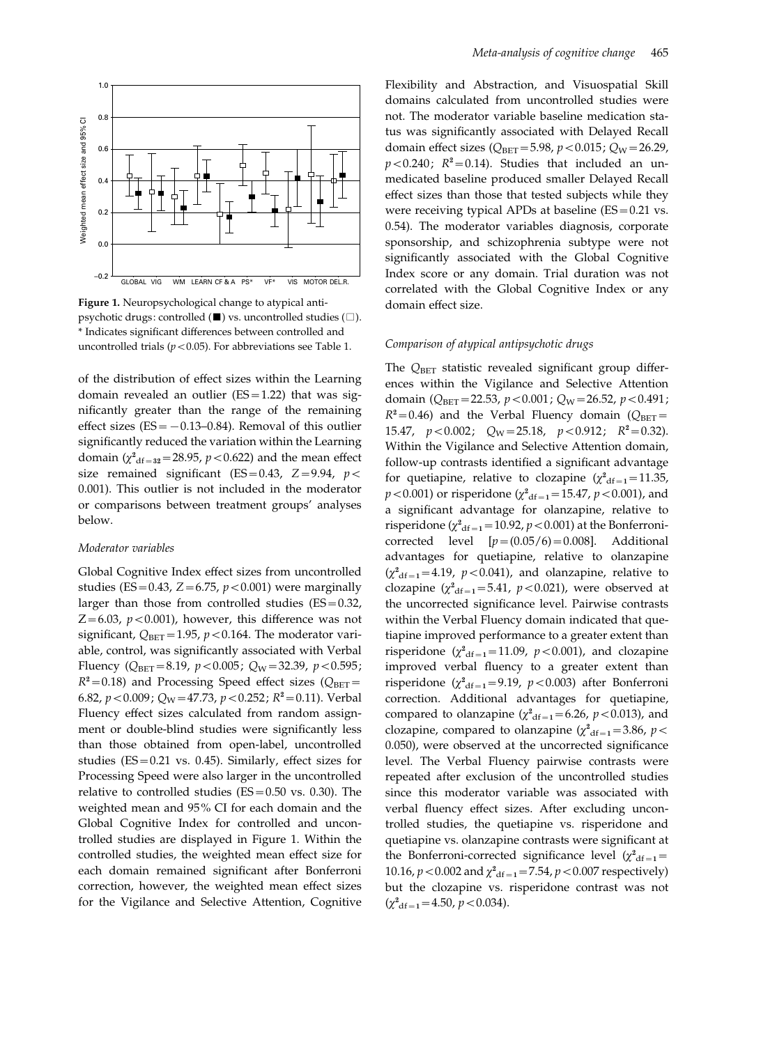Figure 1. Neuropsychological change to atypical antipsychotic drugs: controlled (■) vs. uncontrolled studies (□). * Indicates significant differences between controlled and uncontrolled trials ($p < 0.05$). For abbreviations see Table 1.

of the distribution of effect sizes within the Learning domain revealed an outlier (ES = 1.22) that was significantly greater than the range of the remaining effect sizes (ES = −0.13–0.84). Removal of this outlier significantly reduced the variation within the Learning domain ($\chi^2_{df=32} = 28.95$, $p < 0.622$) and the mean effect size remained significant (ES = 0.43, $Z = 9.94$, $p < 0.001$). This outlier is not included in the moderator or comparisons between treatment groups' analyses below.

### *Moderator variables*

Global Cognitive Index effect sizes from uncontrolled studies (ES = 0.43, $Z = 6.75$, $p < 0.001$) were marginally larger than those from controlled studies (ES = 0.32, $Z = 6.03$, $p < 0.001$), however, this difference was not significant, $Q_{BET} = 1.95$, $p < 0.164$. The moderator variable, control, was significantly associated with Verbal Fluency ($Q_{BET} = 8.19$, $p < 0.005$; $Q_W = 32.39$, $p < 0.595$; $R^2 = 0.18$) and Processing Speed effect sizes ($Q_{BET} = 6.82$, $p < 0.009$; $Q_W = 47.73$, $p < 0.252$; $R^2 = 0.11$). Verbal Fluency effect sizes calculated from random assignment or double-blind studies were significantly less than those obtained from open-label, uncontrolled studies (ES = 0.21 vs. 0.45). Similarly, effect sizes for Processing Speed were also larger in the uncontrolled relative to controlled studies (ES = 0.50 vs. 0.30). The weighted mean and 95% CI for each domain and the Global Cognitive Index for controlled and uncontrolled studies are displayed in Figure 1. Within the controlled studies, the weighted mean effect size for each domain remained significant after Bonferroni correction, however, the weighted mean effect sizes for the Vigilance and Selective Attention, Cognitive Flexibility and Abstraction, and Visuospatial Skill domains calculated from uncontrolled studies were not. The moderator variable baseline medication status was significantly associated with Delayed Recall domain effect sizes ($Q_{BET} = 5.98$, $p < 0.015$; $Q_W = 26.29$, $p < 0.240$; $R^2 = 0.14$). Studies that included an unmedicated baseline produced smaller Delayed Recall effect sizes than those that tested subjects while they were receiving typical APDs at baseline (ES = 0.21 vs. 0.54). The moderator variables diagnosis, corporate sponsorship, and schizophrenia subtype were not significantly associated with the Global Cognitive Index score or any domain. Trial duration was not correlated with the Global Cognitive Index or any domain effect size.

### *Comparison of atypical antipsychotic drugs*

The $Q_{BET}$ statistic revealed significant group differences within the Vigilance and Selective Attention domain ($Q_{BET} = 22.53$, $p < 0.001$; $Q_W = 26.52$, $p < 0.491$; $R^2 = 0.46$) and the Verbal Fluency domain ($Q_{BET} = 15.47$, $p < 0.002$; $Q_W = 25.18$, $p < 0.912$; $R^2 = 0.32$). Within the Vigilance and Selective Attention domain, follow-up contrasts identified a significant advantage for quetiapine, relative to clozapine ($\chi^2_{df=1} = 11.35$, $p < 0.001$) or risperidone ($\chi^2_{df=1} = 15.47$, $p < 0.001$), and a significant advantage for olanzapine, relative to risperidone ($\chi^2_{df=1} = 10.92$, $p < 0.001$) at the Bonferroni-corrected level [$p = (0.05/6) = 0.008$]. Additional advantages for quetiapine, relative to olanzapine ($\chi^2_{df=1} = 4.19$, $p < 0.041$), and olanzapine, relative to clozapine ($\chi^2_{df=1} = 5.41$, $p < 0.021$), were observed at the uncorrected significance level. Pairwise contrasts within the Verbal Fluency domain indicated that quetiapine improved performance to a greater extent than risperidone ($\chi^2_{df=1} = 11.09$, $p < 0.001$), and clozapine improved verbal fluency to a greater extent than risperidone ($\chi^2_{df=1} = 9.19$, $p < 0.003$) after Bonferroni correction. Additional advantages for quetiapine, compared to olanzapine ($\chi^2_{df=1} = 6.26$, $p < 0.013$), and clozapine, compared to olanzapine ($\chi^2_{df=1} = 3.86$, $p < 0.050$), were observed at the uncorrected significance level. The Verbal Fluency pairwise contrasts were repeated after exclusion of the uncontrolled studies since this moderator variable was associated with verbal fluency effect sizes. After excluding uncontrolled studies, the quetiapine vs. risperidone and quetiapine vs. olanzapine contrasts were significant at the Bonferroni-corrected significance level ($\chi^2_{df=1} = 10.16$, $p < 0.002$ and $\chi^2_{df=1} = 7.54$, $p < 0.007$ respectively) but the clozapine vs. risperidone contrast was not ($\chi^2_{df=1} = 4.50$, $p < 0.034$).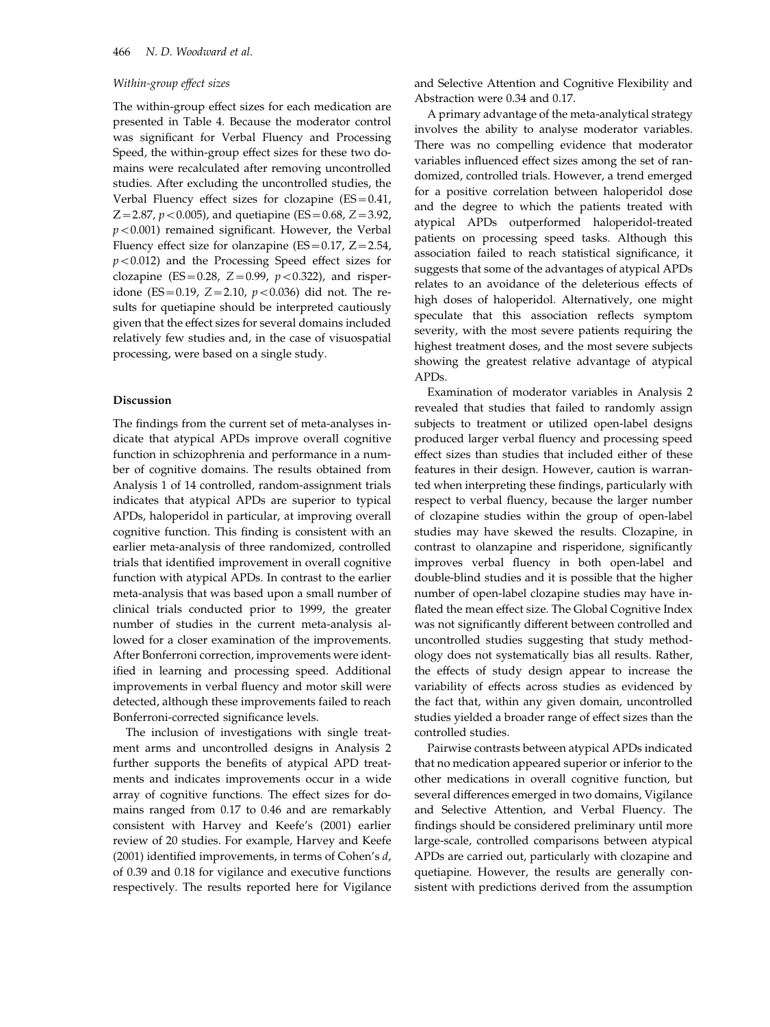*Within-group effect sizes*

The within-group effect sizes for each medication are presented in Table 4. Because the moderator control was significant for Verbal Fluency and Processing Speed, the within-group effect sizes for these two domains were recalculated after removing uncontrolled studies. After excluding the uncontrolled studies, the Verbal Fluency effect sizes for clozapine (ES = 0.41, $Z = 2.87$, $p < 0.005$), and quetiapine (ES = 0.68, $Z = 3.92$, $p < 0.001$) remained significant. However, the Verbal Fluency effect size for olanzapine (ES = 0.17, $Z = 2.54$, $p < 0.012$) and the Processing Speed effect sizes for clozapine (ES = 0.28, $Z = 0.99$, $p < 0.322$), and risperidone (ES = 0.19, $Z = 2.10$, $p < 0.036$) did not. The results for quetiapine should be interpreted cautiously given that the effect sizes for several domains included relatively few studies and, in the case of visuospatial processing, were based on a single study.

## Discussion

The findings from the current set of meta-analyses indicate that atypical APDs improve overall cognitive function in schizophrenia and performance in a number of cognitive domains. The results obtained from Analysis 1 of 14 controlled, random-assignment trials indicates that atypical APDs are superior to typical APDs, haloperidol in particular, at improving overall cognitive function. This finding is consistent with an earlier meta-analysis of three randomized, controlled trials that identified improvement in overall cognitive function with atypical APDs. In contrast to the earlier meta-analysis that was based upon a small number of clinical trials conducted prior to 1999, the greater number of studies in the current meta-analysis allowed for a closer examination of the improvements. After Bonferroni correction, improvements were identified in learning and processing speed. Additional improvements in verbal fluency and motor skill were detected, although these improvements failed to reach Bonferroni-corrected significance levels.

The inclusion of investigations with single treatment arms and uncontrolled designs in Analysis 2 further supports the benefits of atypical APD treatments and indicates improvements occur in a wide array of cognitive functions. The effect sizes for domains ranged from 0.17 to 0.46 and are remarkably consistent with Harvey and Keefe's (2001) earlier review of 20 studies. For example, Harvey and Keefe (2001) identified improvements, in terms of Cohen's *d*, of 0.39 and 0.18 for vigilance and executive functions respectively. The results reported here for Vigilance and Selective Attention and Cognitive Flexibility and Abstraction were 0.34 and 0.17.

A primary advantage of the meta-analytical strategy involves the ability to analyse moderator variables. There was no compelling evidence that moderator variables influenced effect sizes among the set of randomized, controlled trials. However, a trend emerged for a positive correlation between haloperidol dose and the degree to which the patients treated with atypical APDs outperformed haloperidol-treated patients on processing speed tasks. Although this association failed to reach statistical significance, it suggests that some of the advantages of atypical APDs relates to an avoidance of the deleterious effects of high doses of haloperidol. Alternatively, one might speculate that this association reflects symptom severity, with the most severe patients requiring the highest treatment doses, and the most severe subjects showing the greatest relative advantage of atypical APDs.

Examination of moderator variables in Analysis 2 revealed that studies that failed to randomly assign subjects to treatment or utilized open-label designs produced larger verbal fluency and processing speed effect sizes than studies that included either of these features in their design. However, caution is warranted when interpreting these findings, particularly with respect to verbal fluency, because the larger number of clozapine studies within the group of open-label studies may have skewed the results. Clozapine, in contrast to olanzapine and risperidone, significantly improves verbal fluency in both open-label and double-blind studies and it is possible that the higher number of open-label clozapine studies may have inflated the mean effect size. The Global Cognitive Index was not significantly different between controlled and uncontrolled studies suggesting that study methodology does not systematically bias all results. Rather, the effects of study design appear to increase the variability of effects across studies as evidenced by the fact that, within any given domain, uncontrolled studies yielded a broader range of effect sizes than the controlled studies.

Pairwise contrasts between atypical APDs indicated that no medication appeared superior or inferior to the other medications in overall cognitive function, but several differences emerged in two domains, Vigilance and Selective Attention, and Verbal Fluency. The findings should be considered preliminary until more large-scale, controlled comparisons between atypical APDs are carried out, particularly with clozapine and quetiapine. However, the results are generally consistent with predictions derived from the assumption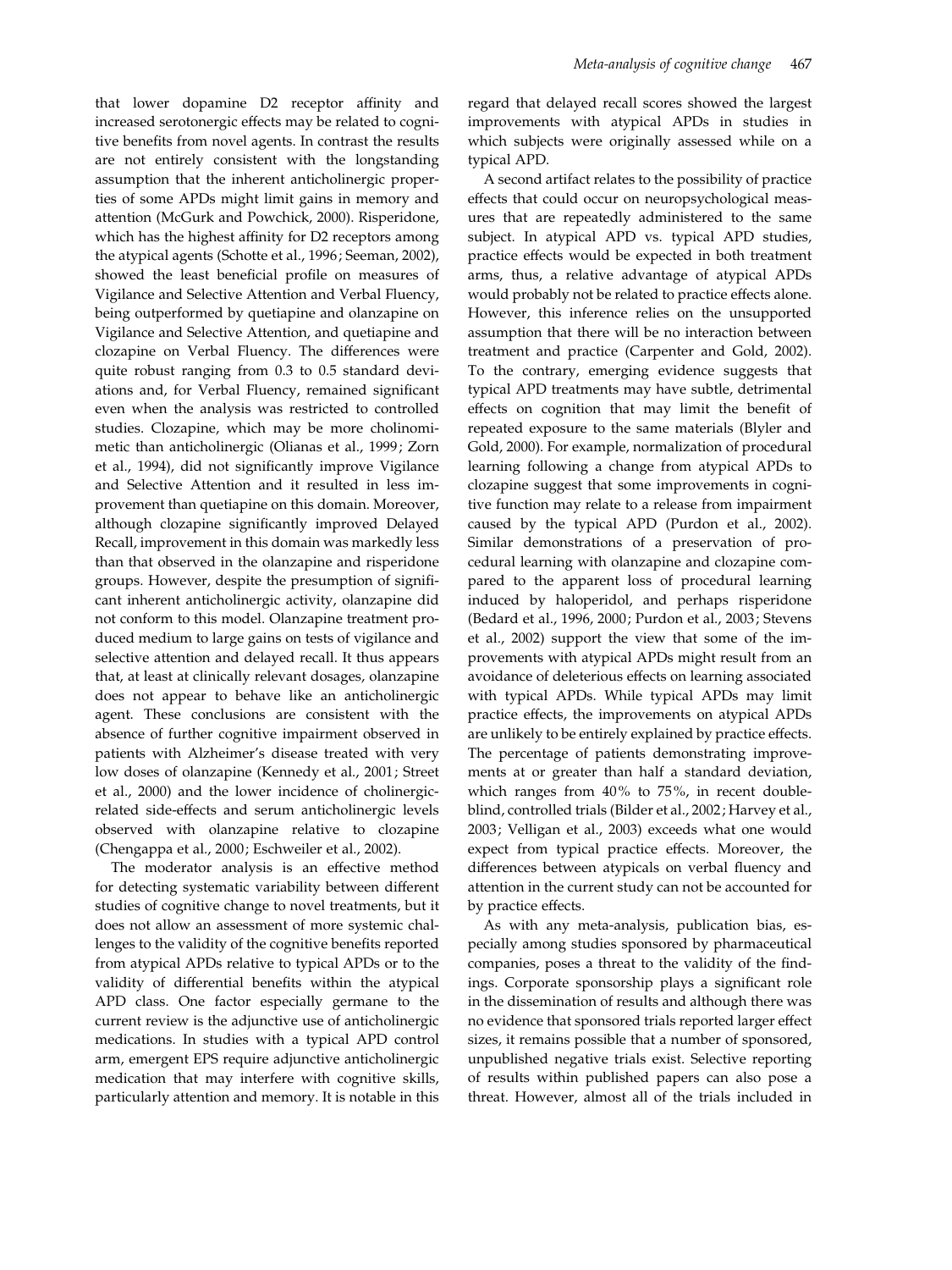that lower dopamine D2 receptor affinity and increased serotonergic effects may be related to cognitive benefits from novel agents. In contrast the results are not entirely consistent with the longstanding assumption that the inherent anticholinergic properties of some APDs might limit gains in memory and attention (McGurk and Powchick, 2000). Risperidone, which has the highest affinity for D2 receptors among the atypical agents (Schotte et al., 1996; Seeman, 2002), showed the least beneficial profile on measures of Vigilance and Selective Attention and Verbal Fluency, being outperformed by quetiapine and olanzapine on Vigilance and Selective Attention, and quetiapine and clozapine on Verbal Fluency. The differences were quite robust ranging from 0.3 to 0.5 standard deviations and, for Verbal Fluency, remained significant even when the analysis was restricted to controlled studies. Clozapine, which may be more cholinomimetic than anticholinergic (Olianas et al., 1999; Zorn et al., 1994), did not significantly improve Vigilance and Selective Attention and it resulted in less improvement than quetiapine on this domain. Moreover, although clozapine significantly improved Delayed Recall, improvement in this domain was markedly less than that observed in the olanzapine and risperidone groups. However, despite the presumption of significant inherent anticholinergic activity, olanzapine did not conform to this model. Olanzapine treatment produced medium to large gains on tests of vigilance and selective attention and delayed recall. It thus appears that, at least at clinically relevant dosages, olanzapine does not appear to behave like an anticholinergic agent. These conclusions are consistent with the absence of further cognitive impairment observed in patients with Alzheimer's disease treated with very low doses of olanzapine (Kennedy et al., 2001; Street et al., 2000) and the lower incidence of cholinergic-related side-effects and serum anticholinergic levels observed with olanzapine relative to clozapine (Chengappa et al., 2000; Eschweiler et al., 2002).

The moderator analysis is an effective method for detecting systematic variability between different studies of cognitive change to novel treatments, but it does not allow an assessment of more systemic challenges to the validity of the cognitive benefits reported from atypical APDs relative to typical APDs or to the validity of differential benefits within the atypical APD class. One factor especially germane to the current review is the adjunctive use of anticholinergic medications. In studies with a typical APD control arm, emergent EPS require adjunctive anticholinergic medication that may interfere with cognitive skills, particularly attention and memory. It is notable in this regard that delayed recall scores showed the largest improvements with atypical APDs in studies in which subjects were originally assessed while on a typical APD.

A second artifact relates to the possibility of practice effects that could occur on neuropsychological measures that are repeatedly administered to the same subject. In atypical APD vs. typical APD studies, practice effects would be expected in both treatment arms, thus, a relative advantage of atypical APDs would probably not be related to practice effects alone. However, this inference relies on the unsupported assumption that there will be no interaction between treatment and practice (Carpenter and Gold, 2002). To the contrary, emerging evidence suggests that typical APD treatments may have subtle, detrimental effects on cognition that may limit the benefit of repeated exposure to the same materials (Blyler and Gold, 2000). For example, normalization of procedural learning following a change from atypical APDs to clozapine suggest that some improvements in cognitive function may relate to a release from impairment caused by the typical APD (Purdon et al., 2002). Similar demonstrations of a preservation of procedural learning with olanzapine and clozapine compared to the apparent loss of procedural learning induced by haloperidol, and perhaps risperidone (Bedard et al., 1996, 2000; Purdon et al., 2003; Stevens et al., 2002) support the view that some of the improvements with atypical APDs might result from an avoidance of deleterious effects on learning associated with typical APDs. While typical APDs may limit practice effects, the improvements on atypical APDs are unlikely to be entirely explained by practice effects. The percentage of patients demonstrating improvements at or greater than half a standard deviation, which ranges from 40% to 75%, in recent double-blind, controlled trials (Bilder et al., 2002; Harvey et al., 2003; Velligan et al., 2003) exceeds what one would expect from typical practice effects. Moreover, the differences between atypicals on verbal fluency and attention in the current study can not be accounted for by practice effects.

As with any meta-analysis, publication bias, especially among studies sponsored by pharmaceutical companies, poses a threat to the validity of the findings. Corporate sponsorship plays a significant role in the dissemination of results and although there was no evidence that sponsored trials reported larger effect sizes, it remains possible that a number of sponsored, unpublished negative trials exist. Selective reporting of results within published papers can also pose a threat. However, almost all of the trials included in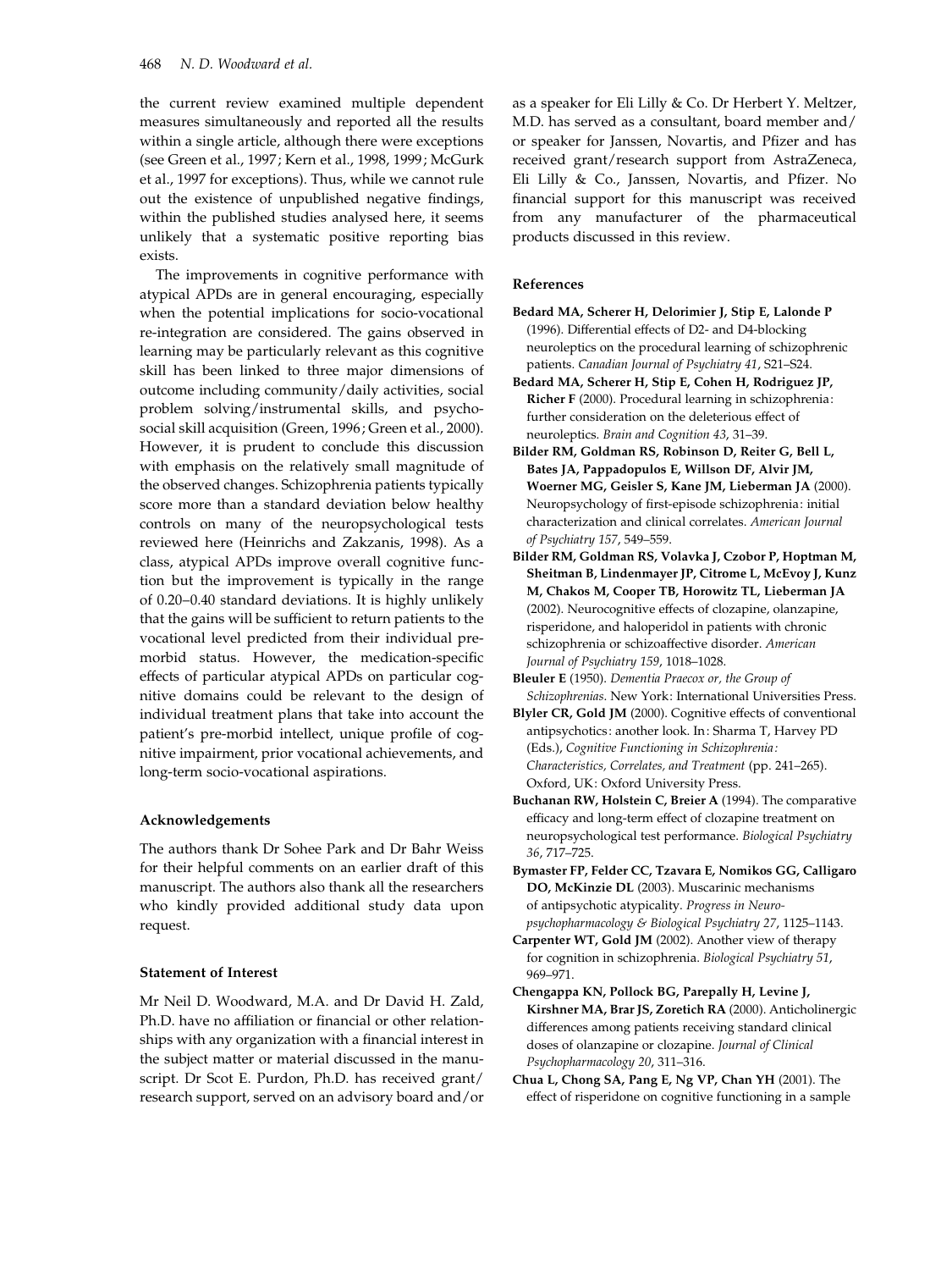the current review examined multiple dependent measures simultaneously and reported all the results within a single article, although there were exceptions (see Green et al., 1997; Kern et al., 1998, 1999; McGurk et al., 1997 for exceptions). Thus, while we cannot rule out the existence of unpublished negative findings, within the published studies analysed here, it seems unlikely that a systematic positive reporting bias exists.

The improvements in cognitive performance with atypical APDs are in general encouraging, especially when the potential implications for socio-vocational re-integration are considered. The gains observed in learning may be particularly relevant as this cognitive skill has been linked to three major dimensions of outcome including community/daily activities, social problem solving/instrumental skills, and psychosocial skill acquisition (Green, 1996; Green et al., 2000). However, it is prudent to conclude this discussion with emphasis on the relatively small magnitude of the observed changes. Schizophrenia patients typically score more than a standard deviation below healthy controls on many of the neuropsychological tests reviewed here (Heinrichs and Zakzanis, 1998). As a class, atypical APDs improve overall cognitive function but the improvement is typically in the range of 0.20–0.40 standard deviations. It is highly unlikely that the gains will be sufficient to return patients to the vocational level predicted from their individual premorbid status. However, the medication-specific effects of particular atypical APDs on particular cognitive domains could be relevant to the design of individual treatment plans that take into account the patient's pre-morbid intellect, unique profile of cognitive impairment, prior vocational achievements, and long-term socio-vocational aspirations.

#### Acknowledgements

The authors thank Dr Sohee Park and Dr Bahr Weiss for their helpful comments on an earlier draft of this manuscript. The authors also thank all the researchers who kindly provided additional study data upon request.

#### Statement of Interest

Mr Neil D. Woodward, M.A. and Dr David H. Zald, Ph.D. have no affiliation or financial or other relationships with any organization with a financial interest in the subject matter or material discussed in the manuscript. Dr Scot E. Purdon, Ph.D. has received grant/research support, served on an advisory board and/or as a speaker for Eli Lilly & Co. Dr Herbert Y. Meltzer, M.D. has served as a consultant, board member and/or speaker for Janssen, Novartis, and Pfizer and has received grant/research support from AstraZeneca, Eli Lilly & Co., Janssen, Novartis, and Pfizer. No financial support for this manuscript was received from any manufacturer of the pharmaceutical products discussed in this review.

#### References

**Bedard MA, Scherer H, Delorimier J, Stip E, Lalonde P** (1996). Differential effects of D2- and D4-blocking neuroleptics on the procedural learning of schizophrenic patients. *Canadian Journal of Psychiatry 41*, S21–S24.

**Bedard MA, Scherer H, Stip E, Cohen H, Rodriguez JP, Richer F** (2000). Procedural learning in schizophrenia: further consideration on the deleterious effect of neuroleptics. *Brain and Cognition 43*, 31–39.

**Bilder RM, Goldman RS, Robinson D, Reiter G, Bell L, Bates JA, Pappadopulos E, Willson DF, Alvir JM, Woerner MG, Geisler S, Kane JM, Lieberman JA** (2000). Neuropsychology of first-episode schizophrenia: initial characterization and clinical correlates. *American Journal of Psychiatry 157*, 549–559.

**Bilder RM, Goldman RS, Volavka J, Czobor P, Hoptman M, Sheitman B, Lindenmayer JP, Citrome L, McEvoy J, Kunz M, Chakos M, Cooper TB, Horowitz TL, Lieberman JA** (2002). Neurocognitive effects of clozapine, olanzapine, risperidone, and haloperidol in patients with chronic schizophrenia or schizoaffective disorder. *American Journal of Psychiatry 159*, 1018–1028.

**Bleuler E** (1950). *Dementia Praecox or, the Group of Schizophrenias*. New York: International Universities Press.

**Blyler CR, Gold JM** (2000). Cognitive effects of conventional antipsychotics: another look. In: Sharma T, Harvey PD (Eds.), *Cognitive Functioning in Schizophrenia: Characteristics, Correlates, and Treatment* (pp. 241–265). Oxford, UK: Oxford University Press.

**Buchanan RW, Holstein C, Breier A** (1994). The comparative efficacy and long-term effect of clozapine treatment on neuropsychological test performance. *Biological Psychiatry 36*, 717–725.

**Bymaster FP, Felder CC, Tzavara E, Nomikos GG, Calligaro DO, McKinzie DL** (2003). Muscarinic mechanisms of antipsychotic atypicality. *Progress in Neuro-psychopharmacology & Biological Psychiatry 27*, 1125–1143.

**Carpenter WT, Gold JM** (2002). Another view of therapy for cognition in schizophrenia. *Biological Psychiatry 51*, 969–971.

**Chengappa KN, Pollock BG, Parepally H, Levine J, Kirshner MA, Brar JS, Zoretich RA** (2000). Anticholinergic differences among patients receiving standard clinical doses of olanzapine or clozapine. *Journal of Clinical Psychopharmacology 20*, 311–316.

**Chua L, Chong SA, Pang E, Ng VP, Chan YH** (2001). The effect of risperidone on cognitive functioning in a sample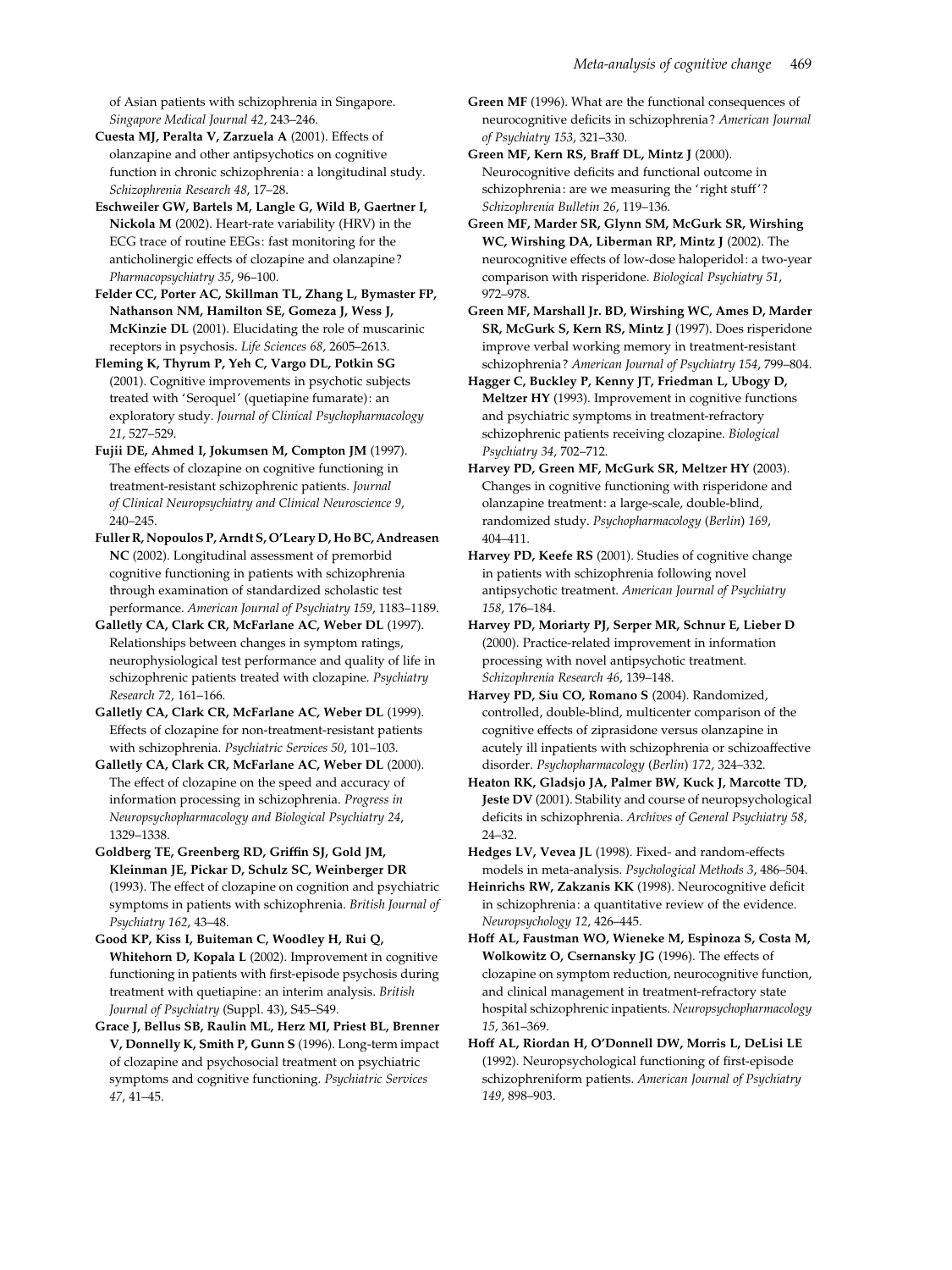of Asian patients with schizophrenia in Singapore. *Singapore Medical Journal 42*, 243–246.

**Cuesta MJ, Peralta V, Zarzuela A** (2001). Effects of olanzapine and other antipsychotics on cognitive function in chronic schizophrenia: a longitudinal study. *Schizophrenia Research 48*, 17–28.

**Eschweiler GW, Bartels M, Langle G, Wild B, Gaertner I, Nickola M** (2002). Heart-rate variability (HRV) in the ECG trace of routine EEGs: fast monitoring for the anticholinergic effects of clozapine and olanzapine? *Pharmacopsychiatry 35*, 96–100.

**Felder CC, Porter AC, Skillman TL, Zhang L, Bymaster FP, Nathanson NM, Hamilton SE, Gomeza J, Wess J, McKinzie DL** (2001). Elucidating the role of muscarinic receptors in psychosis. *Life Sciences 68*, 2605–2613.

**Fleming K, Thyrum P, Yeh C, Vargo DL, Potkin SG** (2001). Cognitive improvements in psychotic subjects treated with 'Seroquel' (quetiapine fumarate): an exploratory study. *Journal of Clinical Psychopharmacology 21*, 527–529.

**Fujii DE, Ahmed I, Jokumsen M, Compton JM** (1997). The effects of clozapine on cognitive functioning in treatment-resistant schizophrenic patients. *Journal of Clinical Neuropsychiatry and Clinical Neuroscience 9*, 240–245.

**Fuller R, Nopoulos P, Arndt S, O'Leary D, Ho BC, Andreasen NC** (2002). Longitudinal assessment of premorbid cognitive functioning in patients with schizophrenia through examination of standardized scholastic test performance. *American Journal of Psychiatry 159*, 1183–1189.

**Galletly CA, Clark CR, McFarlane AC, Weber DL** (1997). Relationships between changes in symptom ratings, neurophysiological test performance and quality of life in schizophrenic patients treated with clozapine. *Psychiatry Research 72*, 161–166.

**Galletly CA, Clark CR, McFarlane AC, Weber DL** (1999). Effects of clozapine for non-treatment-resistant patients with schizophrenia. *Psychiatric Services 50*, 101–103.

**Galletly CA, Clark CR, McFarlane AC, Weber DL** (2000). The effect of clozapine on the speed and accuracy of information processing in schizophrenia. *Progress in Neuropsychopharmacology and Biological Psychiatry 24*, 1329–1338.

**Goldberg TE, Greenberg RD, Griffin SJ, Gold JM, Kleinman JE, Pickar D, Schulz SC, Weinberger DR** (1993). The effect of clozapine on cognition and psychiatric symptoms in patients with schizophrenia. *British Journal of Psychiatry 162*, 43–48.

**Good KP, Kiss I, Buiteman C, Woodley H, Rui Q, Whitehorn D, Kopala L** (2002). Improvement in cognitive functioning in patients with first-episode psychosis during treatment with quetiapine: an interim analysis. *British Journal of Psychiatry* (Suppl. 43), S45–S49.

**Grace J, Bellus SB, Raulin ML, Herz MI, Priest BL, Brenner V, Donnelly K, Smith P, Gunn S** (1996). Long-term impact of clozapine and psychosocial treatment on psychiatric symptoms and cognitive functioning. *Psychiatric Services 47*, 41–45.

**Green MF** (1996). What are the functional consequences of neurocognitive deficits in schizophrenia? *American Journal of Psychiatry 153*, 321–330.

**Green MF, Kern RS, Braff DL, Mintz J** (2000). Neurocognitive deficits and functional outcome in schizophrenia: are we measuring the 'right stuff'? *Schizophrenia Bulletin 26*, 119–136.

**Green MF, Marder SR, Glynn SM, McGurk SR, Wirshing WC, Wirshing DA, Liberman RP, Mintz J** (2002). The neurocognitive effects of low-dose haloperidol: a two-year comparison with risperidone. *Biological Psychiatry 51*, 972–978.

**Green MF, Marshall Jr. BD, Wirshing WC, Ames D, Marder SR, McGurk S, Kern RS, Mintz J** (1997). Does risperidone improve verbal working memory in treatment-resistant schizophrenia? *American Journal of Psychiatry 154*, 799–804.

**Hagger C, Buckley P, Kenny JT, Friedman L, Ubogy D, Meltzer HY** (1993). Improvement in cognitive functions and psychiatric symptoms in treatment-refractory schizophrenic patients receiving clozapine. *Biological Psychiatry 34*, 702–712.

**Harvey PD, Green MF, McGurk SR, Meltzer HY** (2003). Changes in cognitive functioning with risperidone and olanzapine treatment: a large-scale, double-blind, randomized study. *Psychopharmacology* (*Berlin*) *169*, 404–411.

**Harvey PD, Keefe RS** (2001). Studies of cognitive change in patients with schizophrenia following novel antipsychotic treatment. *American Journal of Psychiatry 158*, 176–184.

**Harvey PD, Moriarty PJ, Serper MR, Schnur E, Lieber D** (2000). Practice-related improvement in information processing with novel antipsychotic treatment. *Schizophrenia Research 46*, 139–148.

**Harvey PD, Siu CO, Romano S** (2004). Randomized, controlled, double-blind, multicenter comparison of the cognitive effects of ziprasidone versus olanzapine in acutely ill inpatients with schizophrenia or schizoaffective disorder. *Psychopharmacology* (*Berlin*) *172*, 324–332.

**Heaton RK, Gladsjo JA, Palmer BW, Kuck J, Marcotte TD, Jeste DV** (2001). Stability and course of neuropsychological deficits in schizophrenia. *Archives of General Psychiatry 58*, 24–32.

**Hedges LV, Vevea JL** (1998). Fixed- and random-effects models in meta-analysis. *Psychological Methods 3*, 486–504.

**Heinrichs RW, Zakzanis KK** (1998). Neurocognitive deficit in schizophrenia: a quantitative review of the evidence. *Neuropsychology 12*, 426–445.

**Hoff AL, Faustman WO, Wieneke M, Espinoza S, Costa M, Wolkowitz O, Csernansky JG** (1996). The effects of clozapine on symptom reduction, neurocognitive function, and clinical management in treatment-refractory state hospital schizophrenic inpatients. *Neuropsychopharmacology 15*, 361–369.

**Hoff AL, Riordan H, O'Donnell DW, Morris L, DeLisi LE** (1992). Neuropsychological functioning of first-episode schizophreniform patients. *American Journal of Psychiatry 149*, 898–903.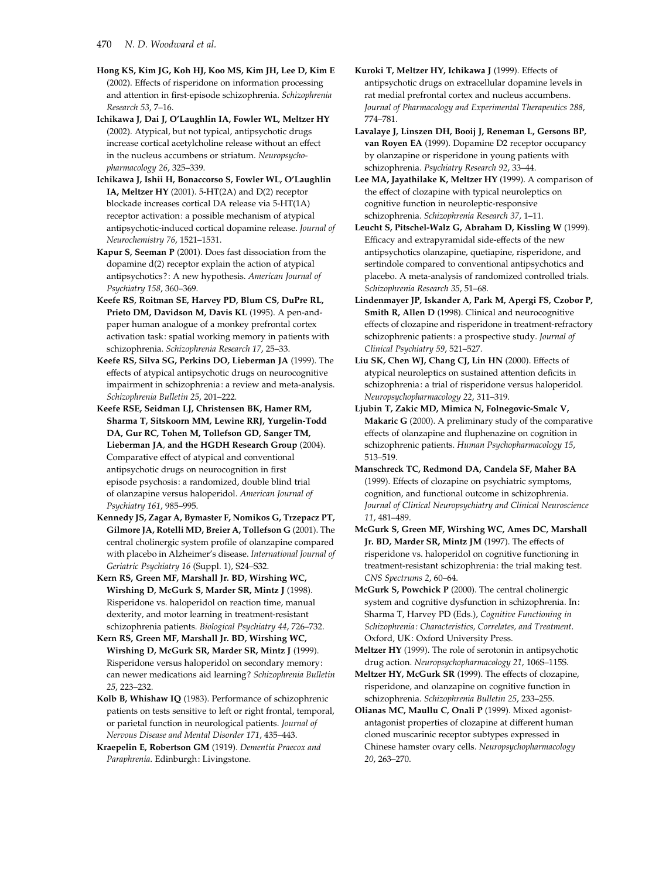**Hong KS, Kim JG, Koh HJ, Koo MS, Kim JH, Lee D, Kim E** (2002). Effects of risperidone on information processing and attention in first-episode schizophrenia. *Schizophrenia Research 53*, 7–16.

**Ichikawa J, Dai J, O'Laughlin IA, Fowler WL, Meltzer HY** (2002). Atypical, but not typical, antipsychotic drugs increase cortical acetylcholine release without an effect in the nucleus accumbens or striatum. *Neuropsychopharmacology 26*, 325–339.

**Ichikawa J, Ishii H, Bonaccorso S, Fowler WL, O'Laughlin IA, Meltzer HY** (2001). 5-HT(2A) and D(2) receptor blockade increases cortical DA release via 5-HT(1A) receptor activation: a possible mechanism of atypical antipsychotic-induced cortical dopamine release. *Journal of Neurochemistry 76*, 1521–1531.

**Kapur S, Seeman P** (2001). Does fast dissociation from the dopamine d(2) receptor explain the action of atypical antipsychotics?: A new hypothesis. *American Journal of Psychiatry 158*, 360–369.

**Keefe RS, Roitman SE, Harvey PD, Blum CS, DuPre RL, Prieto DM, Davidson M, Davis KL** (1995). A pen-and-paper human analogue of a monkey prefrontal cortex activation task: spatial working memory in patients with schizophrenia. *Schizophrenia Research 17*, 25–33.

**Keefe RS, Silva SG, Perkins DO, Lieberman JA** (1999). The effects of atypical antipsychotic drugs on neurocognitive impairment in schizophrenia: a review and meta-analysis. *Schizophrenia Bulletin 25*, 201–222.

**Keefe RSE, Seidman LJ, Christensen BK, Hamer RM, Sharma T, Sitskoorn MM, Lewine RRJ, Yurgelin-Todd DA, Gur RC, Tohen M, Tollefson GD, Sanger TM, Lieberman JA, and the HGDH Research Group** (2004). Comparative effect of atypical and conventional antipsychotic drugs on neurocognition in first episode psychosis: a randomized, double blind trial of olanzapine versus haloperidol. *American Journal of Psychiatry 161*, 985–995.

**Kennedy JS, Zagar A, Bymaster F, Nomikos G, Trzepacz PT, Gilmore JA, Rotelli MD, Breier A, Tollefson G** (2001). The central cholinergic system profile of olanzapine compared with placebo in Alzheimer's disease. *International Journal of Geriatric Psychiatry 16* (Suppl. 1), S24–S32.

**Kern RS, Green MF, Marshall Jr. BD, Wirshing WC, Wirshing D, McGurk S, Marder SR, Mintz J** (1998). Risperidone vs. haloperidol on reaction time, manual dexterity, and motor learning in treatment-resistant schizophrenia patients. *Biological Psychiatry 44*, 726–732.

**Kern RS, Green MF, Marshall Jr. BD, Wirshing WC, Wirshing D, McGurk SR, Marder SR, Mintz J** (1999). Risperidone versus haloperidol on secondary memory: can newer medications aid learning? *Schizophrenia Bulletin 25*, 223–232.

**Kolb B, Whishaw IQ** (1983). Performance of schizophrenic patients on tests sensitive to left or right frontal, temporal, or parietal function in neurological patients. *Journal of Nervous Disease and Mental Disorder 171*, 435–443.

**Kraepelin E, Robertson GM** (1919). *Dementia Praecox and Paraphrenia*. Edinburgh: Livingstone.

**Kuroki T, Meltzer HY, Ichikawa J** (1999). Effects of antipsychotic drugs on extracellular dopamine levels in rat medial prefrontal cortex and nucleus accumbens. *Journal of Pharmacology and Experimental Therapeutics 288*, 774–781.

**Lavalaye J, Linszen DH, Booij J, Reneman L, Gersons BP, van Royen EA** (1999). Dopamine D2 receptor occupancy by olanzapine or risperidone in young patients with schizophrenia. *Psychiatry Research 92*, 33–44.

**Lee MA, Jayathilake K, Meltzer HY** (1999). A comparison of the effect of clozapine with typical neuroleptics on cognitive function in neuroleptic-responsive schizophrenia. *Schizophrenia Research 37*, 1–11.

**Leucht S, Pitschel-Walz G, Abraham D, Kissling W** (1999). Efficacy and extrapyramidal side-effects of the new antipsychotics olanzapine, quetiapine, risperidone, and sertindole compared to conventional antipsychotics and placebo. A meta-analysis of randomized controlled trials. *Schizophrenia Research 35*, 51–68.

**Lindenmayer JP, Iskander A, Park M, Apergi FS, Czobor P, Smith R, Allen D** (1998). Clinical and neurocognitive effects of clozapine and risperidone in treatment-refractory schizophrenic patients: a prospective study. *Journal of Clinical Psychiatry 59*, 521–527.

**Liu SK, Chen WJ, Chang CJ, Lin HN** (2000). Effects of atypical neuroleptics on sustained attention deficits in schizophrenia: a trial of risperidone versus haloperidol. *Neuropsychopharmacology 22*, 311–319.

**Ljubin T, Zakic MD, Mimica N, Folnegovic-Smalc V, Makaric G** (2000). A preliminary study of the comparative effects of olanzapine and fluphenazine on cognition in schizophrenic patients. *Human Psychopharmacology 15*, 513–519.

**Manschreck TC, Redmond DA, Candela SF, Maher BA** (1999). Effects of clozapine on psychiatric symptoms, cognition, and functional outcome in schizophrenia. *Journal of Clinical Neuropsychiatry and Clinical Neuroscience 11*, 481–489.

**McGurk S, Green MF, Wirshing WC, Ames DC, Marshall Jr. BD, Marder SR, Mintz JM** (1997). The effects of risperidone vs. haloperidol on cognitive functioning in treatment-resistant schizophrenia: the trial making test. *CNS Spectrums 2*, 60–64.

**McGurk S, Powchick P** (2000). The central cholinergic system and cognitive dysfunction in schizophrenia. In: Sharma T, Harvey PD (Eds.), *Cognitive Functioning in Schizophrenia: Characteristics, Correlates, and Treatment*. Oxford, UK: Oxford University Press.

**Meltzer HY** (1999). The role of serotonin in antipsychotic drug action. *Neuropsychopharmacology 21*, 106S–115S.

**Meltzer HY, McGurk SR** (1999). The effects of clozapine, risperidone, and olanzapine on cognitive function in schizophrenia. *Schizophrenia Bulletin 25*, 233–255.

**Olianas MC, Maullu C, Onali P** (1999). Mixed agonist-antagonist properties of clozapine at different human cloned muscarinic receptor subtypes expressed in Chinese hamster ovary cells. *Neuropsychopharmacology 20*, 263–270.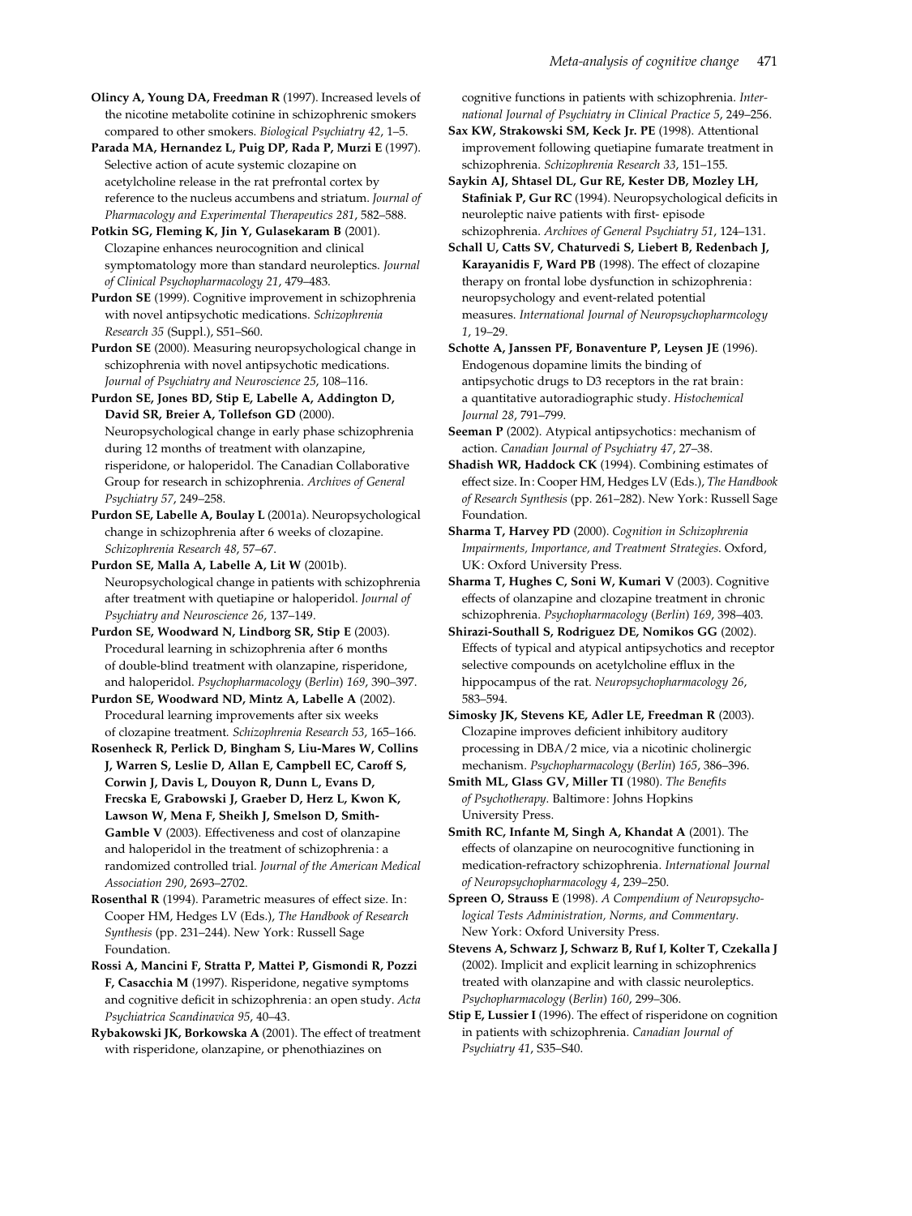**Olincy A, Young DA, Freedman R** (1997). Increased levels of the nicotine metabolite cotinine in schizophrenic smokers compared to other smokers. *Biological Psychiatry 42*, 1–5.

**Parada MA, Hernandez L, Puig DP, Rada P, Murzi E** (1997). Selective action of acute systemic clozapine on acetylcholine release in the rat prefrontal cortex by reference to the nucleus accumbens and striatum. *Journal of Pharmacology and Experimental Therapeutics 281*, 582–588.

**Potkin SG, Fleming K, Jin Y, Gulasekaram B** (2001). Clozapine enhances neurocognition and clinical symptomatology more than standard neuroleptics. *Journal of Clinical Psychopharmacology 21*, 479–483.

**Purdon SE** (1999). Cognitive improvement in schizophrenia with novel antipsychotic medications. *Schizophrenia Research 35* (Suppl.), S51–S60.

**Purdon SE** (2000). Measuring neuropsychological change in schizophrenia with novel antipsychotic medications. *Journal of Psychiatry and Neuroscience 25*, 108–116.

**Purdon SE, Jones BD, Stip E, Labelle A, Addington D, David SR, Breier A, Tollefson GD** (2000). Neuropsychological change in early phase schizophrenia during 12 months of treatment with olanzapine, risperidone, or haloperidol. The Canadian Collaborative Group for research in schizophrenia. *Archives of General Psychiatry 57*, 249–258.

**Purdon SE, Labelle A, Boulay L** (2001a). Neuropsychological change in schizophrenia after 6 weeks of clozapine. *Schizophrenia Research 48*, 57–67.

**Purdon SE, Malla A, Labelle A, Lit W** (2001b). Neuropsychological change in patients with schizophrenia after treatment with quetiapine or haloperidol. *Journal of Psychiatry and Neuroscience 26*, 137–149.

**Purdon SE, Woodward N, Lindborg SR, Stip E** (2003). Procedural learning in schizophrenia after 6 months of double-blind treatment with olanzapine, risperidone, and haloperidol. *Psychopharmacology (Berlin) 169*, 390–397.

**Purdon SE, Woodward ND, Mintz A, Labelle A** (2002). Procedural learning improvements after six weeks of clozapine treatment. *Schizophrenia Research 53*, 165–166.

**Rosenheck R, Perlick D, Bingham S, Liu-Mares W, Collins J, Warren S, Leslie D, Allan E, Campbell EC, Caroff S, Corwin J, Davis L, Douyon R, Dunn L, Evans D, Frecska E, Grabowski J, Graeber D, Herz L, Kwon K, Lawson W, Mena F, Sheikh J, Smelson D, Smith-Gamble V** (2003). Effectiveness and cost of olanzapine and haloperidol in the treatment of schizophrenia: a randomized controlled trial. *Journal of the American Medical Association 290*, 2693–2702.

**Rosenthal R** (1994). Parametric measures of effect size. In: Cooper HM, Hedges LV (Eds.), *The Handbook of Research Synthesis* (pp. 231–244). New York: Russell Sage Foundation.

**Rossi A, Mancini F, Stratta P, Mattei P, Gismondi R, Pozzi F, Casacchia M** (1997). Risperidone, negative symptoms and cognitive deficit in schizophrenia: an open study. *Acta Psychiatrica Scandinavica 95*, 40–43.

**Rybakowski JK, Borkowska A** (2001). The effect of treatment with risperidone, olanzapine, or phenothiazines on cognitive functions in patients with schizophrenia. *International Journal of Psychiatry in Clinical Practice 5*, 249–256.

**Sax KW, Strakowski SM, Keck Jr. PE** (1998). Attentional improvement following quetiapine fumarate treatment in schizophrenia. *Schizophrenia Research 33*, 151–155.

**Saykin AJ, Shtasel DL, Gur RE, Kester DB, Mozley LH, Stafiniak P, Gur RC** (1994). Neuropsychological deficits in neuroleptic naive patients with first- episode schizophrenia. *Archives of General Psychiatry 51*, 124–131.

**Schall U, Catts SV, Chaturvedi S, Liebert B, Redenbach J, Karayanidis F, Ward PB** (1998). The effect of clozapine therapy on frontal lobe dysfunction in schizophrenia: neuropsychology and event-related potential measures. *International Journal of Neuropsychopharmcology 1*, 19–29.

**Schotte A, Janssen PF, Bonaventure P, Leysen JE** (1996). Endogenous dopamine limits the binding of antipsychotic drugs to D3 receptors in the rat brain: a quantitative autoradiographic study. *Histochemical Journal 28*, 791–799.

**Seeman P** (2002). Atypical antipsychotics: mechanism of action. *Canadian Journal of Psychiatry 47*, 27–38.

**Shadish WR, Haddock CK** (1994). Combining estimates of effect size. In: Cooper HM, Hedges LV (Eds.), *The Handbook of Research Synthesis* (pp. 261–282). New York: Russell Sage Foundation.

**Sharma T, Harvey PD** (2000). *Cognition in Schizophrenia Impairments, Importance, and Treatment Strategies*. Oxford, UK: Oxford University Press.

**Sharma T, Hughes C, Soni W, Kumari V** (2003). Cognitive effects of olanzapine and clozapine treatment in chronic schizophrenia. *Psychopharmacology (Berlin) 169*, 398–403.

**Shirazi-Southall S, Rodriguez DE, Nomikos GG** (2002). Effects of typical and atypical antipsychotics and receptor selective compounds on acetylcholine efflux in the hippocampus of the rat. *Neuropsychopharmacology 26*, 583–594.

**Simosky JK, Stevens KE, Adler LE, Freedman R** (2003). Clozapine improves deficient inhibitory auditory processing in DBA/2 mice, via a nicotinic cholinergic mechanism. *Psychopharmacology (Berlin) 165*, 386–396.

**Smith ML, Glass GV, Miller TI** (1980). *The Benefits of Psychotherapy*. Baltimore: Johns Hopkins University Press.

**Smith RC, Infante M, Singh A, Khandat A** (2001). The effects of olanzapine on neurocognitive functioning in medication-refractory schizophrenia. *International Journal of Neuropsychopharmacology 4*, 239–250.

**Spreen O, Strauss E** (1998). *A Compendium of Neuropsychological Tests Administration, Norms, and Commentary*. New York: Oxford University Press.

**Stevens A, Schwarz J, Schwarz B, Ruf I, Kolter T, Czekalla J** (2002). Implicit and explicit learning in schizophrenics treated with olanzapine and with classic neuroleptics. *Psychopharmacology (Berlin) 160*, 299–306.

**Stip E, Lussier I** (1996). The effect of risperidone on cognition in patients with schizophrenia. *Canadian Journal of Psychiatry 41*, S35–S40.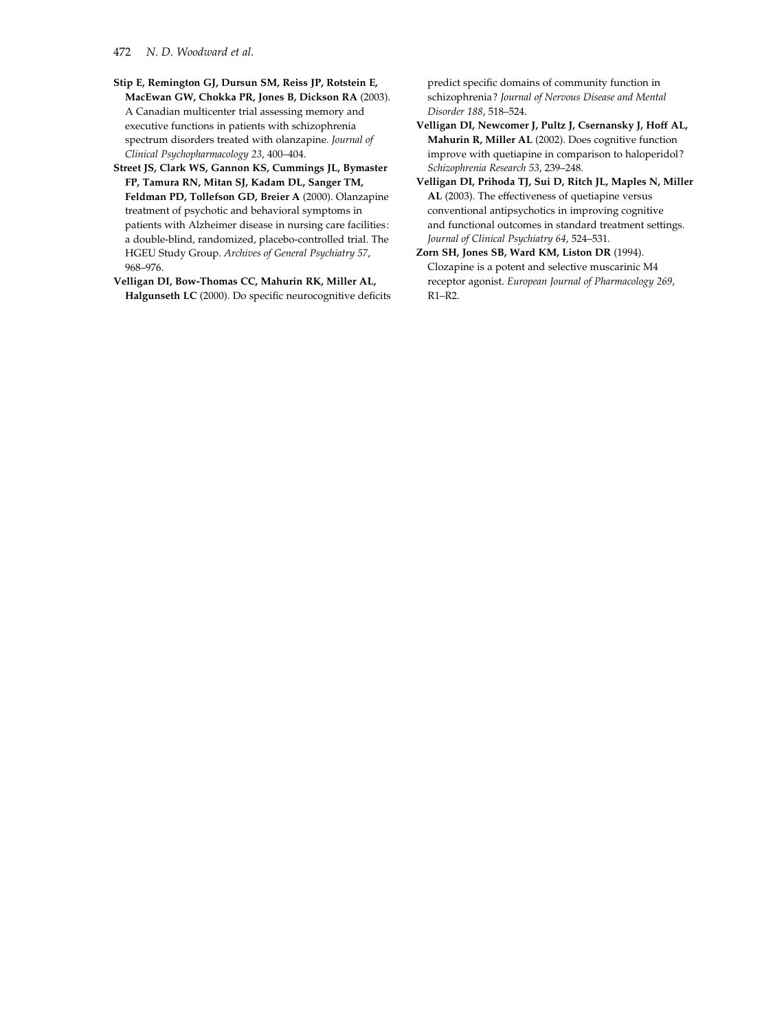**Stip E, Remington GJ, Dursun SM, Reiss JP, Rotstein E, MacEwan GW, Chokka PR, Jones B, Dickson RA** (2003). A Canadian multicenter trial assessing memory and executive functions in patients with schizophrenia spectrum disorders treated with olanzapine. *Journal of Clinical Psychopharmacology 23*, 400–404.

**Street JS, Clark WS, Gannon KS, Cummings JL, Bymaster FP, Tamura RN, Mitan SJ, Kadam DL, Sanger TM, Feldman PD, Tollefson GD, Breier A** (2000). Olanzapine treatment of psychotic and behavioral symptoms in patients with Alzheimer disease in nursing care facilities: a double-blind, randomized, placebo-controlled trial. The HGEU Study Group. *Archives of General Psychiatry 57*, 968–976.

**Velligan DI, Bow-Thomas CC, Mahurin RK, Miller AL, Halgunseth LC** (2000). Do specific neurocognitive deficits predict specific domains of community function in schizophrenia? *Journal of Nervous Disease and Mental Disorder 188*, 518–524.

**Velligan DI, Newcomer J, Pultz J, Csernansky J, Hoff AL, Mahurin R, Miller AL** (2002). Does cognitive function improve with quetiapine in comparison to haloperidol? *Schizophrenia Research 53*, 239–248.

**Velligan DI, Prihoda TJ, Sui D, Ritch JL, Maples N, Miller AL** (2003). The effectiveness of quetiapine versus conventional antipsychotics in improving cognitive and functional outcomes in standard treatment settings. *Journal of Clinical Psychiatry 64*, 524–531.

**Zorn SH, Jones SB, Ward KM, Liston DR** (1994). Clozapine is a potent and selective muscarinic M4 receptor agonist. *European Journal of Pharmacology 269*, R1–R2.